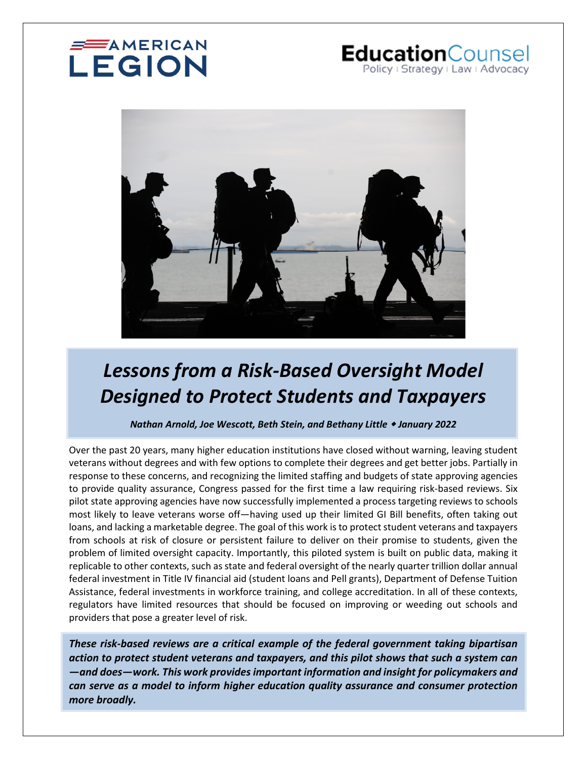AMERICAN LEGION

EducationCounsel
Policy | Strategy | Law | Advocacy

# *Lessons from a Risk-Based Oversight Model Designed to Protect Students and Taxpayers*

***Nathan Arnold, Joe Wescott, Beth Stein, and Bethany Little ◆ January 2022***

Over the past 20 years, many higher education institutions have closed without warning, leaving student veterans without degrees and with few options to complete their degrees and get better jobs. Partially in response to these concerns, and recognizing the limited staffing and budgets of state approving agencies to provide quality assurance, Congress passed for the first time a law requiring risk-based reviews. Six pilot state approving agencies have now successfully implemented a process targeting reviews to schools most likely to leave veterans worse off—having used up their limited GI Bill benefits, often taking out loans, and lacking a marketable degree. The goal of this work is to protect student veterans and taxpayers from schools at risk of closure or persistent failure to deliver on their promise to students, given the problem of limited oversight capacity. Importantly, this piloted system is built on public data, making it replicable to other contexts, such as state and federal oversight of the nearly quarter trillion dollar annual federal investment in Title IV financial aid (student loans and Pell grants), Department of Defense Tuition Assistance, federal investments in workforce training, and college accreditation. In all of these contexts, regulators have limited resources that should be focused on improving or weeding out schools and providers that pose a greater level of risk.

***These risk-based reviews are a critical example of the federal government taking bipartisan action to protect student veterans and taxpayers, and this pilot shows that such a system can —and does—work. This work provides important information and insight for policymakers and can serve as a model to inform higher education quality assurance and consumer protection more broadly.***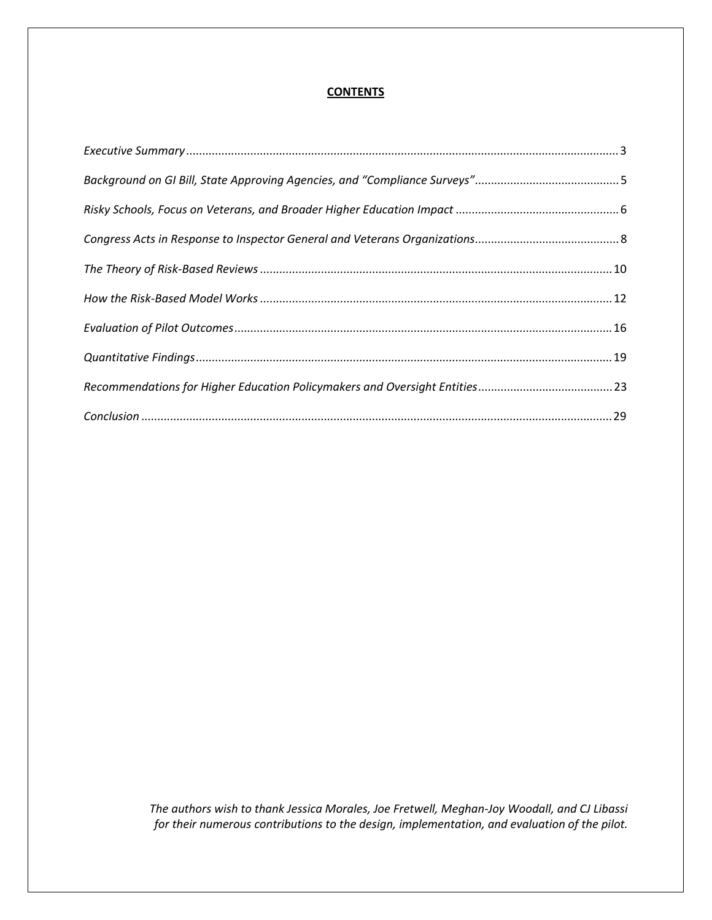**CONTENTS**

*Executive Summary* ........................................ 3

*Background on GI Bill, State Approving Agencies, and "Compliance Surveys"* ........................................ 5

*Risky Schools, Focus on Veterans, and Broader Higher Education Impact* ........................................ 6

*Congress Acts in Response to Inspector General and Veterans Organizations* ........................................ 8

*The Theory of Risk-Based Reviews* ........................................ 10

*How the Risk-Based Model Works* ........................................ 12

*Evaluation of Pilot Outcomes* ........................................ 16

*Quantitative Findings* ........................................ 19

*Recommendations for Higher Education Policymakers and Oversight Entities* ........................................ 23

*Conclusion* ........................................ 29

*The authors wish to thank Jessica Morales, Joe Fretwell, Meghan-Joy Woodall, and CJ Libassi for their numerous contributions to the design, implementation, and evaluation of the pilot.*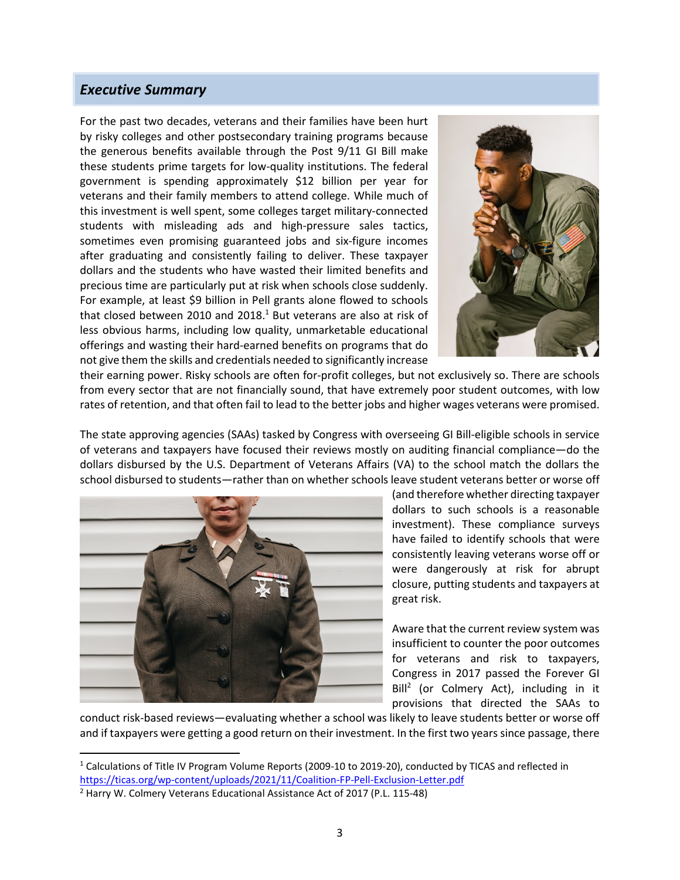## *Executive Summary*

For the past two decades, veterans and their families have been hurt by risky colleges and other postsecondary training programs because the generous benefits available through the Post 9/11 GI Bill make these students prime targets for low-quality institutions. The federal government is spending approximately $12 billion per year for veterans and their family members to attend college. While much of this investment is well spent, some colleges target military-connected students with misleading ads and high-pressure sales tactics, sometimes even promising guaranteed jobs and six-figure incomes after graduating and consistently failing to deliver. These taxpayer dollars and the students who have wasted their limited benefits and precious time are particularly put at risk when schools close suddenly. For example, at least $9 billion in Pell grants alone flowed to schools that closed between 2010 and 2018.[1] But veterans are also at risk of less obvious harms, including low quality, unmarketable educational offerings and wasting their hard-earned benefits on programs that do not give them the skills and credentials needed to significantly increase their earning power. Risky schools are often for-profit colleges, but not exclusively so. There are schools from every sector that are not financially sound, that have extremely poor student outcomes, with low rates of retention, and that often fail to lead to the better jobs and higher wages veterans were promised.

The state approving agencies (SAAs) tasked by Congress with overseeing GI Bill-eligible schools in service of veterans and taxpayers have focused their reviews mostly on auditing financial compliance—do the dollars disbursed by the U.S. Department of Veterans Affairs (VA) to the school match the dollars the school disbursed to students—rather than on whether schools leave student veterans better or worse off (and therefore whether directing taxpayer dollars to such schools is a reasonable investment). These compliance surveys have failed to identify schools that were consistently leaving veterans worse off or were dangerously at risk for abrupt closure, putting students and taxpayers at great risk.

Aware that the current review system was insufficient to counter the poor outcomes for veterans and risk to taxpayers, Congress in 2017 passed the Forever GI Bill[2] (or Colmery Act), including in it provisions that directed the SAAs to conduct risk-based reviews—evaluating whether a school was likely to leave students better or worse off and if taxpayers were getting a good return on their investment. In the first two years since passage, there

---

[1] Calculations of Title IV Program Volume Reports (2009-10 to 2019-20), conducted by TICAS and reflected in https://ticas.org/wp-content/uploads/2021/11/Coalition-FP-Pell-Exclusion-Letter.pdf

[2] Harry W. Colmery Veterans Educational Assistance Act of 2017 (P.L. 115-48)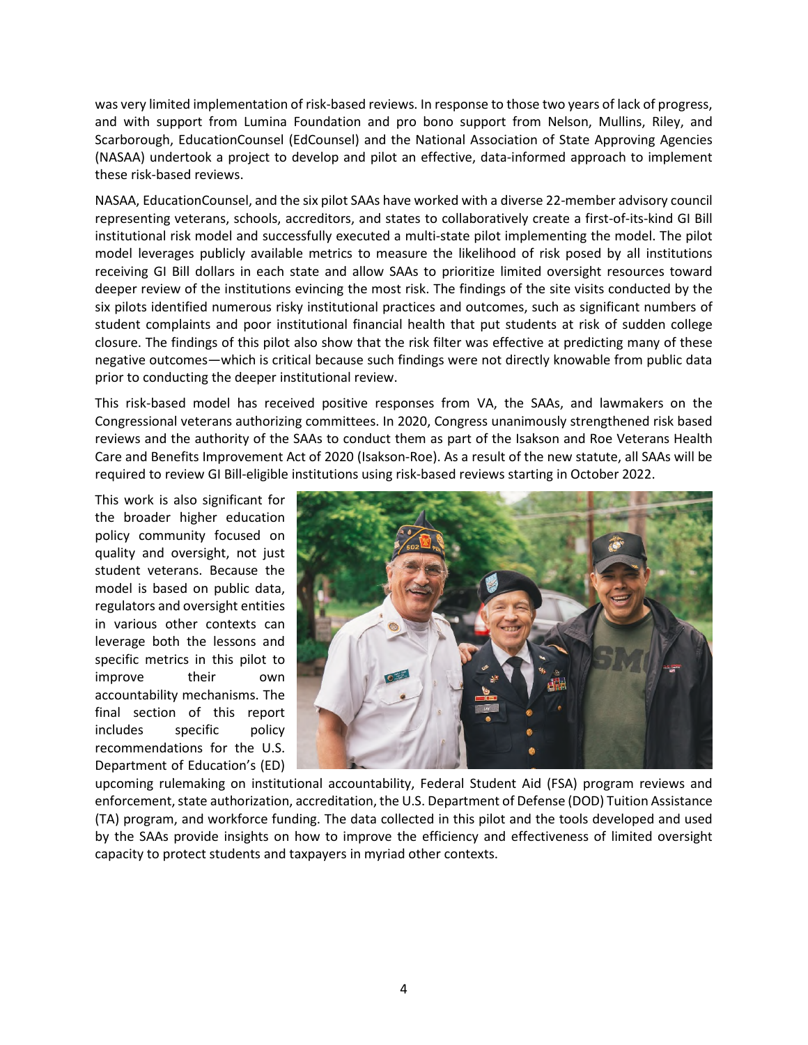was very limited implementation of risk-based reviews. In response to those two years of lack of progress, and with support from Lumina Foundation and pro bono support from Nelson, Mullins, Riley, and Scarborough, EducationCounsel (EdCounsel) and the National Association of State Approving Agencies (NASAA) undertook a project to develop and pilot an effective, data-informed approach to implement these risk-based reviews.

NASAA, EducationCounsel, and the six pilot SAAs have worked with a diverse 22-member advisory council representing veterans, schools, accreditors, and states to collaboratively create a first-of-its-kind GI Bill institutional risk model and successfully executed a multi-state pilot implementing the model. The pilot model leverages publicly available metrics to measure the likelihood of risk posed by all institutions receiving GI Bill dollars in each state and allow SAAs to prioritize limited oversight resources toward deeper review of the institutions evincing the most risk. The findings of the site visits conducted by the six pilots identified numerous risky institutional practices and outcomes, such as significant numbers of student complaints and poor institutional financial health that put students at risk of sudden college closure. The findings of this pilot also show that the risk filter was effective at predicting many of these negative outcomes—which is critical because such findings were not directly knowable from public data prior to conducting the deeper institutional review.

This risk-based model has received positive responses from VA, the SAAs, and lawmakers on the Congressional veterans authorizing committees. In 2020, Congress unanimously strengthened risk based reviews and the authority of the SAAs to conduct them as part of the Isakson and Roe Veterans Health Care and Benefits Improvement Act of 2020 (Isakson-Roe). As a result of the new statute, all SAAs will be required to review GI Bill-eligible institutions using risk-based reviews starting in October 2022.

This work is also significant for the broader higher education policy community focused on quality and oversight, not just student veterans. Because the model is based on public data, regulators and oversight entities in various other contexts can leverage both the lessons and specific metrics in this pilot to improve their own accountability mechanisms. The final section of this report includes specific policy recommendations for the U.S. Department of Education's (ED) upcoming rulemaking on institutional accountability, Federal Student Aid (FSA) program reviews and enforcement, state authorization, accreditation, the U.S. Department of Defense (DOD) Tuition Assistance (TA) program, and workforce funding. The data collected in this pilot and the tools developed and used by the SAAs provide insights on how to improve the efficiency and effectiveness of limited oversight capacity to protect students and taxpayers in myriad other contexts.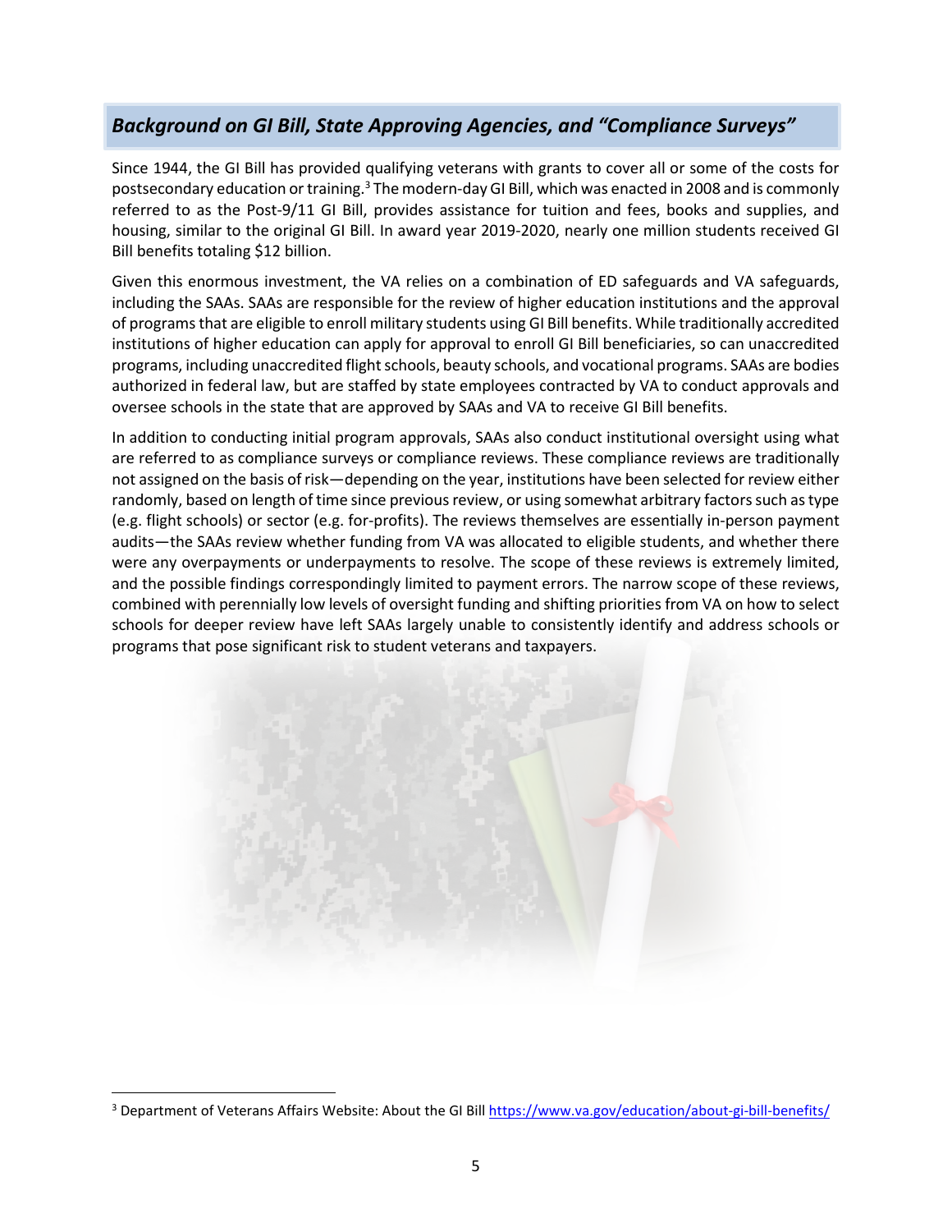## *Background on GI Bill, State Approving Agencies, and "Compliance Surveys"*

Since 1944, the GI Bill has provided qualifying veterans with grants to cover all or some of the costs for postsecondary education or training.[3] The modern-day GI Bill, which was enacted in 2008 and is commonly referred to as the Post-9/11 GI Bill, provides assistance for tuition and fees, books and supplies, and housing, similar to the original GI Bill. In award year 2019-2020, nearly one million students received GI Bill benefits totaling $12 billion.

Given this enormous investment, the VA relies on a combination of ED safeguards and VA safeguards, including the SAAs. SAAs are responsible for the review of higher education institutions and the approval of programs that are eligible to enroll military students using GI Bill benefits. While traditionally accredited institutions of higher education can apply for approval to enroll GI Bill beneficiaries, so can unaccredited programs, including unaccredited flight schools, beauty schools, and vocational programs. SAAs are bodies authorized in federal law, but are staffed by state employees contracted by VA to conduct approvals and oversee schools in the state that are approved by SAAs and VA to receive GI Bill benefits.

In addition to conducting initial program approvals, SAAs also conduct institutional oversight using what are referred to as compliance surveys or compliance reviews. These compliance reviews are traditionally not assigned on the basis of risk—depending on the year, institutions have been selected for review either randomly, based on length of time since previous review, or using somewhat arbitrary factors such as type (e.g. flight schools) or sector (e.g. for-profits). The reviews themselves are essentially in-person payment audits—the SAAs review whether funding from VA was allocated to eligible students, and whether there were any overpayments or underpayments to resolve. The scope of these reviews is extremely limited, and the possible findings correspondingly limited to payment errors. The narrow scope of these reviews, combined with perennially low levels of oversight funding and shifting priorities from VA on how to select schools for deeper review have left SAAs largely unable to consistently identify and address schools or programs that pose significant risk to student veterans and taxpayers.

---

[3] Department of Veterans Affairs Website: About the GI Bill https://www.va.gov/education/about-gi-bill-benefits/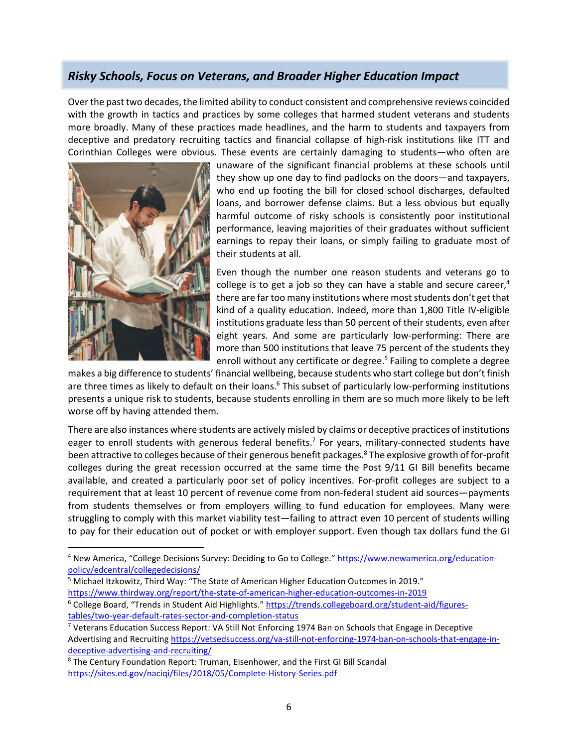## *Risky Schools, Focus on Veterans, and Broader Higher Education Impact*

Over the past two decades, the limited ability to conduct consistent and comprehensive reviews coincided with the growth in tactics and practices by some colleges that harmed student veterans and students more broadly. Many of these practices made headlines, and the harm to students and taxpayers from deceptive and predatory recruiting tactics and financial collapse of high-risk institutions like ITT and Corinthian Colleges were obvious. These events are certainly damaging to students—who often are unaware of the significant financial problems at these schools until they show up one day to find padlocks on the doors—and taxpayers, who end up footing the bill for closed school discharges, defaulted loans, and borrower defense claims. But a less obvious but equally harmful outcome of risky schools is consistently poor institutional performance, leaving majorities of their graduates without sufficient earnings to repay their loans, or simply failing to graduate most of their students at all.

Even though the number one reason students and veterans go to college is to get a job so they can have a stable and secure career,[4] there are far too many institutions where most students don't get that kind of a quality education. Indeed, more than 1,800 Title IV-eligible institutions graduate less than 50 percent of their students, even after eight years. And some are particularly low-performing: There are more than 500 institutions that leave 75 percent of the students they enroll without any certificate or degree.[5] Failing to complete a degree makes a big difference to students' financial wellbeing, because students who start college but don't finish are three times as likely to default on their loans.[6] This subset of particularly low-performing institutions presents a unique risk to students, because students enrolling in them are so much more likely to be left worse off by having attended them.

There are also instances where students are actively misled by claims or deceptive practices of institutions eager to enroll students with generous federal benefits.[7] For years, military-connected students have been attractive to colleges because of their generous benefit packages.[8] The explosive growth of for-profit colleges during the great recession occurred at the same time the Post 9/11 GI Bill benefits became available, and created a particularly poor set of policy incentives. For-profit colleges are subject to a requirement that at least 10 percent of revenue come from non-federal student aid sources—payments from students themselves or from employers willing to fund education for employees. Many were struggling to comply with this market viability test—failing to attract even 10 percent of students willing to pay for their education out of pocket or with employer support. Even though tax dollars fund the GI

---

[4] New America, "College Decisions Survey: Deciding to Go to College." https://www.newamerica.org/education-policy/edcentral/collegedecisions/

[5] Michael Itzkowitz, Third Way: "The State of American Higher Education Outcomes in 2019." https://www.thirdway.org/report/the-state-of-american-higher-education-outcomes-in-2019

[6] College Board, "Trends in Student Aid Highlights." https://trends.collegeboard.org/student-aid/figures-tables/two-year-default-rates-sector-and-completion-status

[7] Veterans Education Success Report: VA Still Not Enforcing 1974 Ban on Schools that Engage in Deceptive Advertising and Recruiting https://vetsedsuccess.org/va-still-not-enforcing-1974-ban-on-schools-that-engage-in-deceptive-advertising-and-recruiting/

[8] The Century Foundation Report: Truman, Eisenhower, and the First GI Bill Scandal https://sites.ed.gov/naciqi/files/2018/05/Complete-History-Series.pdf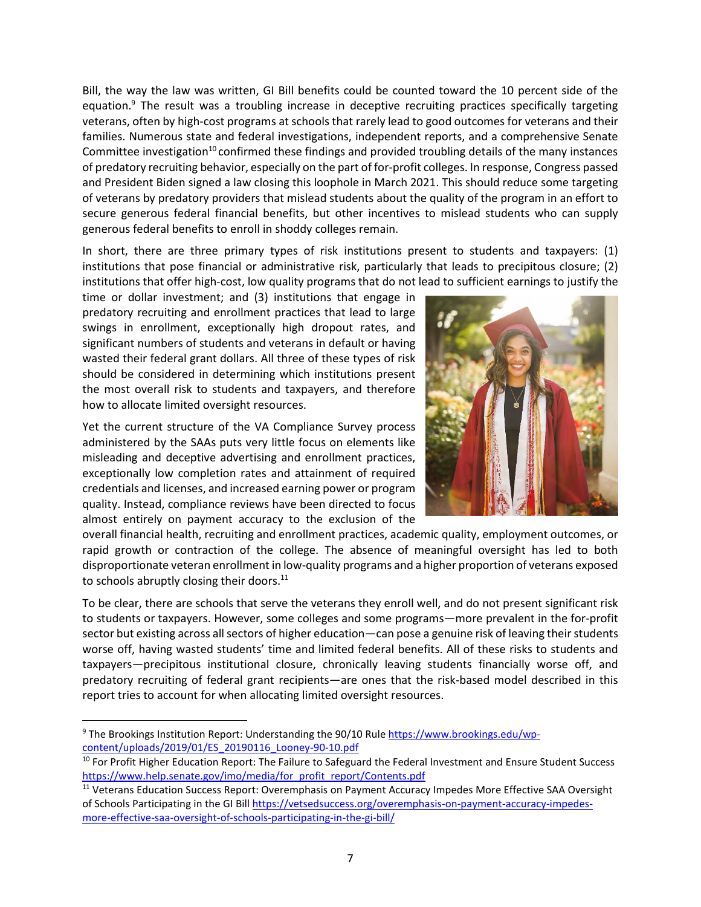Bill, the way the law was written, GI Bill benefits could be counted toward the 10 percent side of the equation.[9] The result was a troubling increase in deceptive recruiting practices specifically targeting veterans, often by high-cost programs at schools that rarely lead to good outcomes for veterans and their families. Numerous state and federal investigations, independent reports, and a comprehensive Senate Committee investigation[10] confirmed these findings and provided troubling details of the many instances of predatory recruiting behavior, especially on the part of for-profit colleges. In response, Congress passed and President Biden signed a law closing this loophole in March 2021. This should reduce some targeting of veterans by predatory providers that mislead students about the quality of the program in an effort to secure generous federal financial benefits, but other incentives to mislead students who can supply generous federal benefits to enroll in shoddy colleges remain.

In short, there are three primary types of risk institutions present to students and taxpayers: (1) institutions that pose financial or administrative risk, particularly that leads to precipitous closure; (2) institutions that offer high-cost, low quality programs that do not lead to sufficient earnings to justify the time or dollar investment; and (3) institutions that engage in predatory recruiting and enrollment practices that lead to large swings in enrollment, exceptionally high dropout rates, and significant numbers of students and veterans in default or having wasted their federal grant dollars. All three of these types of risk should be considered in determining which institutions present the most overall risk to students and taxpayers, and therefore how to allocate limited oversight resources.

Yet the current structure of the VA Compliance Survey process administered by the SAAs puts very little focus on elements like misleading and deceptive advertising and enrollment practices, exceptionally low completion rates and attainment of required credentials and licenses, and increased earning power or program quality. Instead, compliance reviews have been directed to focus almost entirely on payment accuracy to the exclusion of the overall financial health, recruiting and enrollment practices, academic quality, employment outcomes, or rapid growth or contraction of the college. The absence of meaningful oversight has led to both disproportionate veteran enrollment in low-quality programs and a higher proportion of veterans exposed to schools abruptly closing their doors.[11]

To be clear, there are schools that serve the veterans they enroll well, and do not present significant risk to students or taxpayers. However, some colleges and some programs—more prevalent in the for-profit sector but existing across all sectors of higher education—can pose a genuine risk of leaving their students worse off, having wasted students' time and limited federal benefits. All of these risks to students and taxpayers—precipitous institutional closure, chronically leaving students financially worse off, and predatory recruiting of federal grant recipients—are ones that the risk-based model described in this report tries to account for when allocating limited oversight resources.

---

[9] The Brookings Institution Report: Understanding the 90/10 Rule https://www.brookings.edu/wp-content/uploads/2019/01/ES_20190116_Looney-90-10.pdf

[10] For Profit Higher Education Report: The Failure to Safeguard the Federal Investment and Ensure Student Success https://www.help.senate.gov/imo/media/for_profit_report/Contents.pdf

[11] Veterans Education Success Report: Overemphasis on Payment Accuracy Impedes More Effective SAA Oversight of Schools Participating in the GI Bill https://vetsedsuccess.org/overemphasis-on-payment-accuracy-impedes-more-effective-saa-oversight-of-schools-participating-in-the-gi-bill/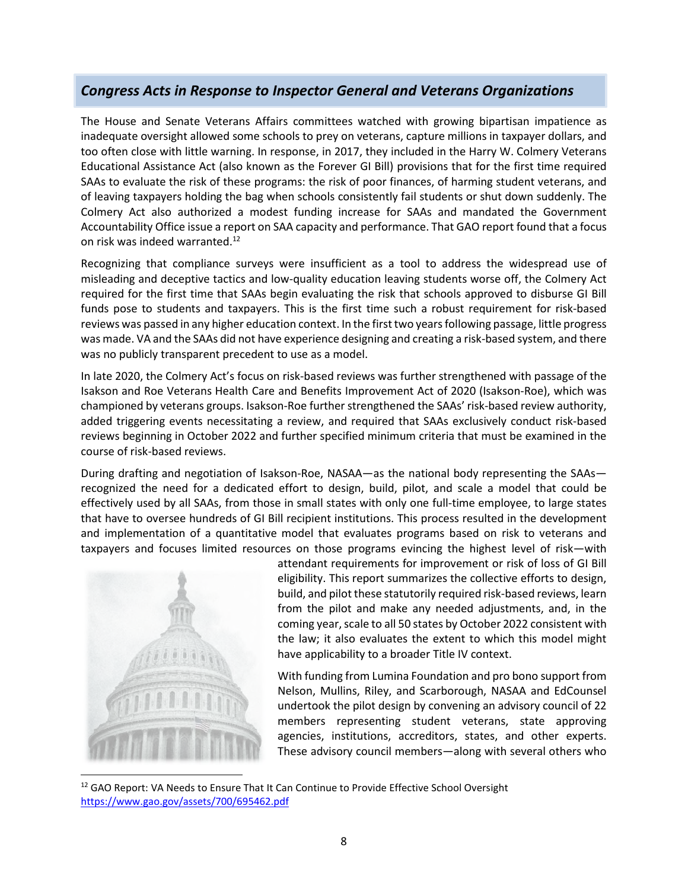## *Congress Acts in Response to Inspector General and Veterans Organizations*

The House and Senate Veterans Affairs committees watched with growing bipartisan impatience as inadequate oversight allowed some schools to prey on veterans, capture millions in taxpayer dollars, and too often close with little warning. In response, in 2017, they included in the Harry W. Colmery Veterans Educational Assistance Act (also known as the Forever GI Bill) provisions that for the first time required SAAs to evaluate the risk of these programs: the risk of poor finances, of harming student veterans, and of leaving taxpayers holding the bag when schools consistently fail students or shut down suddenly. The Colmery Act also authorized a modest funding increase for SAAs and mandated the Government Accountability Office issue a report on SAA capacity and performance. That GAO report found that a focus on risk was indeed warranted.[12]

Recognizing that compliance surveys were insufficient as a tool to address the widespread use of misleading and deceptive tactics and low-quality education leaving students worse off, the Colmery Act required for the first time that SAAs begin evaluating the risk that schools approved to disburse GI Bill funds pose to students and taxpayers. This is the first time such a robust requirement for risk-based reviews was passed in any higher education context. In the first two years following passage, little progress was made. VA and the SAAs did not have experience designing and creating a risk-based system, and there was no publicly transparent precedent to use as a model.

In late 2020, the Colmery Act's focus on risk-based reviews was further strengthened with passage of the Isakson and Roe Veterans Health Care and Benefits Improvement Act of 2020 (Isakson-Roe), which was championed by veterans groups. Isakson-Roe further strengthened the SAAs' risk-based review authority, added triggering events necessitating a review, and required that SAAs exclusively conduct risk-based reviews beginning in October 2022 and further specified minimum criteria that must be examined in the course of risk-based reviews.

During drafting and negotiation of Isakson-Roe, NASAA—as the national body representing the SAAs—recognized the need for a dedicated effort to design, build, pilot, and scale a model that could be effectively used by all SAAs, from those in small states with only one full-time employee, to large states that have to oversee hundreds of GI Bill recipient institutions. This process resulted in the development and implementation of a quantitative model that evaluates programs based on risk to veterans and taxpayers and focuses limited resources on those programs evincing the highest level of risk—with attendant requirements for improvement or risk of loss of GI Bill eligibility. This report summarizes the collective efforts to design, build, and pilot these statutorily required risk-based reviews, learn from the pilot and make any needed adjustments, and, in the coming year, scale to all 50 states by October 2022 consistent with the law; it also evaluates the extent to which this model might have applicability to a broader Title IV context.

With funding from Lumina Foundation and pro bono support from Nelson, Mullins, Riley, and Scarborough, NASAA and EdCounsel undertook the pilot design by convening an advisory council of 22 members representing student veterans, state approving agencies, institutions, accreditors, states, and other experts. These advisory council members—along with several others who

[12] GAO Report: VA Needs to Ensure That It Can Continue to Provide Effective School Oversight https://www.gao.gov/assets/700/695462.pdf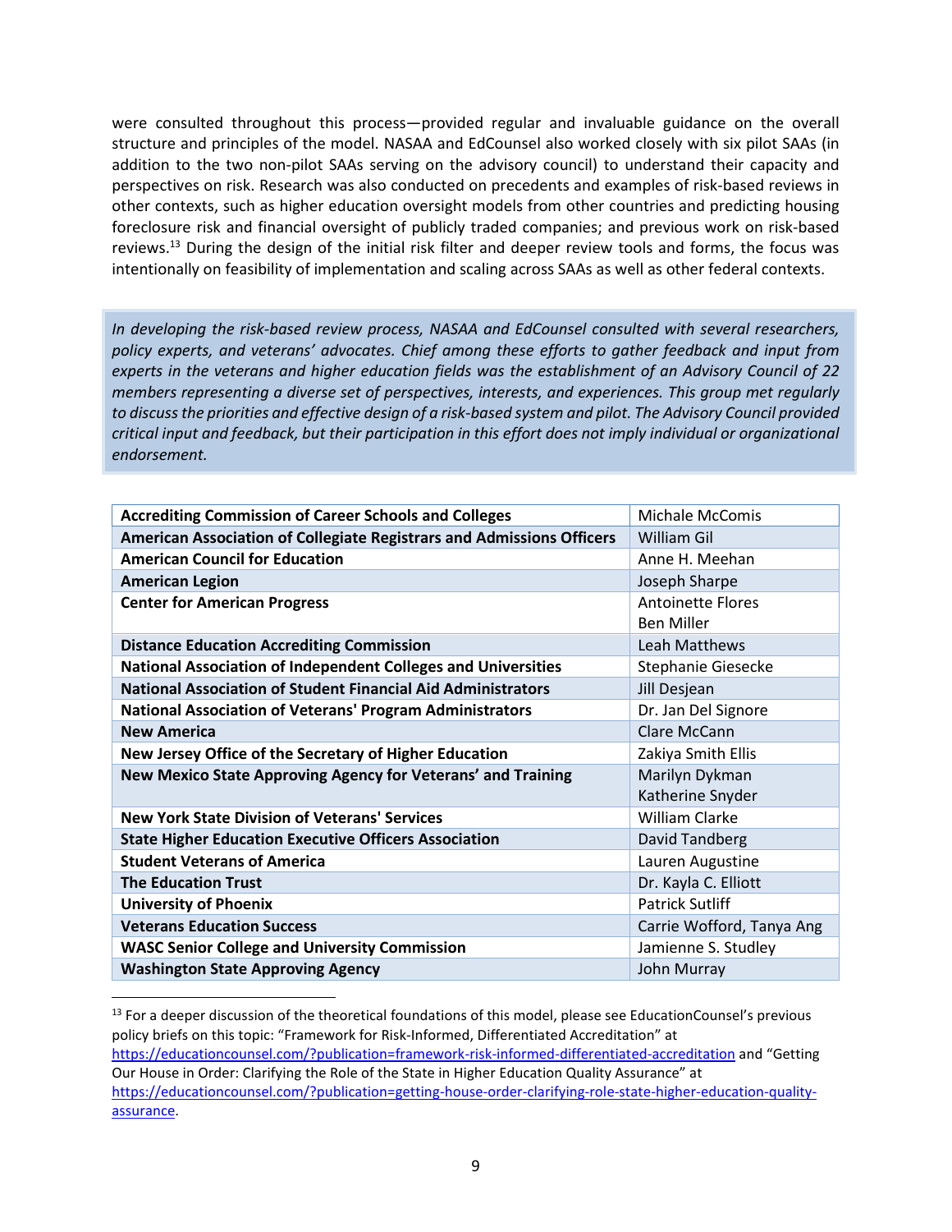were consulted throughout this process—provided regular and invaluable guidance on the overall structure and principles of the model. NASAA and EdCounsel also worked closely with six pilot SAAs (in addition to the two non-pilot SAAs serving on the advisory council) to understand their capacity and perspectives on risk. Research was also conducted on precedents and examples of risk-based reviews in other contexts, such as higher education oversight models from other countries and predicting housing foreclosure risk and financial oversight of publicly traded companies; and previous work on risk-based reviews.[13] During the design of the initial risk filter and deeper review tools and forms, the focus was intentionally on feasibility of implementation and scaling across SAAs as well as other federal contexts.

*In developing the risk-based review process, NASAA and EdCounsel consulted with several researchers, policy experts, and veterans' advocates. Chief among these efforts to gather feedback and input from experts in the veterans and higher education fields was the establishment of an Advisory Council of 22 members representing a diverse set of perspectives, interests, and experiences. This group met regularly to discuss the priorities and effective design of a risk-based system and pilot. The Advisory Council provided critical input and feedback, but their participation in this effort does not imply individual or organizational endorsement.*

| Organization | Member(s) |
|---|---|
| **Accrediting Commission of Career Schools and Colleges** | Michale McComis |
| **American Association of Collegiate Registrars and Admissions Officers** | William Gil |
| **American Council for Education** | Anne H. Meehan |
| **American Legion** | Joseph Sharpe |
| **Center for American Progress** | Antoinette Flores<br>Ben Miller |
| **Distance Education Accrediting Commission** | Leah Matthews |
| **National Association of Independent Colleges and Universities** | Stephanie Giesecke |
| **National Association of Student Financial Aid Administrators** | Jill Desjean |
| **National Association of Veterans' Program Administrators** | Dr. Jan Del Signore |
| **New America** | Clare McCann |
| **New Jersey Office of the Secretary of Higher Education** | Zakiya Smith Ellis |
| **New Mexico State Approving Agency for Veterans' and Training** | Marilyn Dykman<br>Katherine Snyder |
| **New York State Division of Veterans' Services** | William Clarke |
| **State Higher Education Executive Officers Association** | David Tandberg |
| **Student Veterans of America** | Lauren Augustine |
| **The Education Trust** | Dr. Kayla C. Elliott |
| **University of Phoenix** | Patrick Sutliff |
| **Veterans Education Success** | Carrie Wofford, Tanya Ang |
| **WASC Senior College and University Commission** | Jamienne S. Studley |
| **Washington State Approving Agency** | John Murray |

[13] For a deeper discussion of the theoretical foundations of this model, please see EducationCounsel's previous policy briefs on this topic: "Framework for Risk-Informed, Differentiated Accreditation" at https://educationcounsel.com/?publication=framework-risk-informed-differentiated-accreditation and "Getting Our House in Order: Clarifying the Role of the State in Higher Education Quality Assurance" at https://educationcounsel.com/?publication=getting-house-order-clarifying-role-state-higher-education-quality-assurance.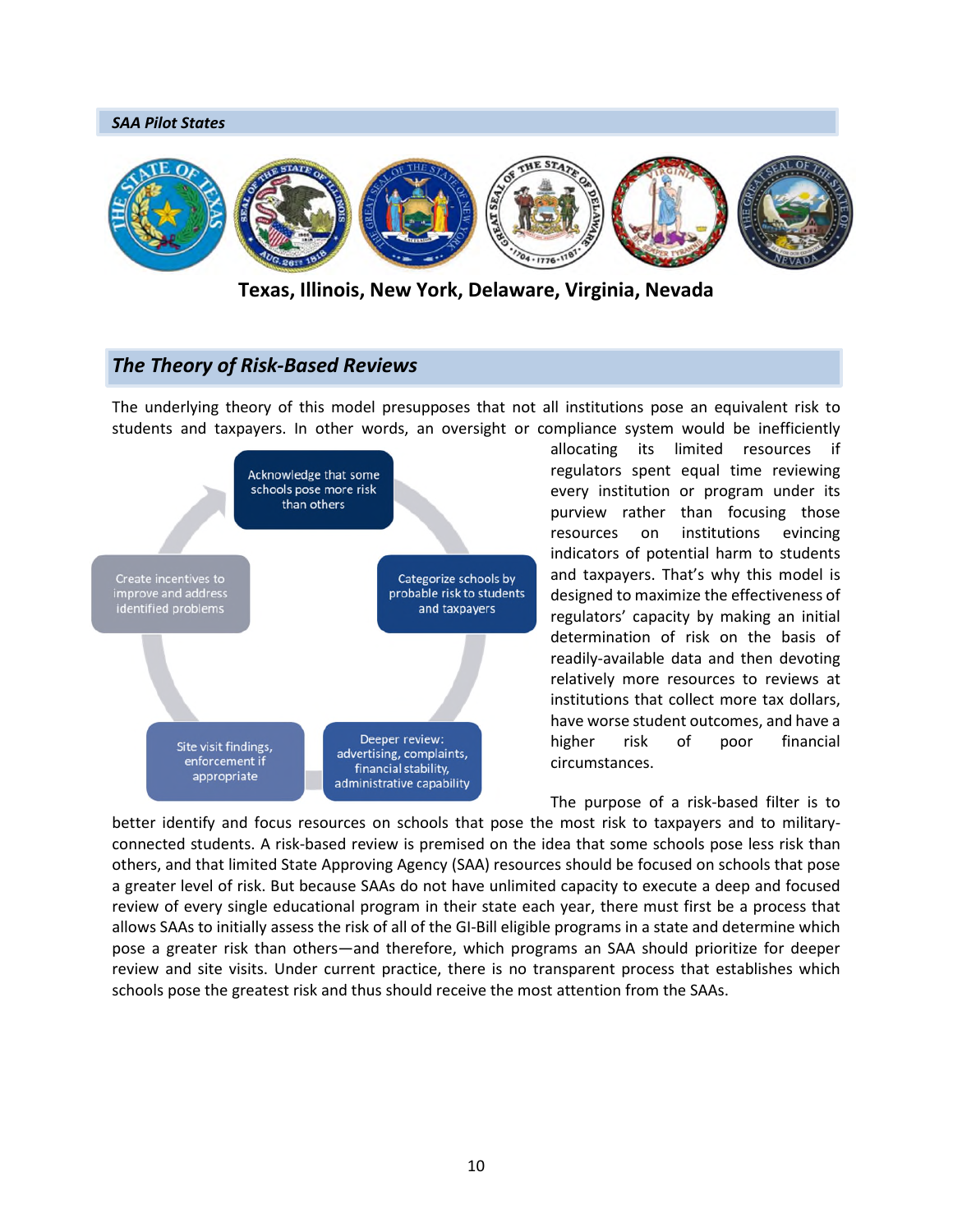## *SAA Pilot States*

**Texas, Illinois, New York, Delaware, Virginia, Nevada**

## *The Theory of Risk-Based Reviews*

The underlying theory of this model presupposes that not all institutions pose an equivalent risk to students and taxpayers. In other words, an oversight or compliance system would be inefficiently allocating its limited resources if regulators spent equal time reviewing every institution or program under its purview rather than focusing those resources on institutions evincing indicators of potential harm to students and taxpayers. That's why this model is designed to maximize the effectiveness of regulators' capacity by making an initial determination of risk on the basis of readily-available data and then devoting relatively more resources to reviews at institutions that collect more tax dollars, have worse student outcomes, and have a higher risk of poor financial circumstances.

- Acknowledge that some schools pose more risk than others
- Categorize schools by probable risk to students and taxpayers
- Deeper review: advertising, complaints, financial stability, administrative capability
- Site visit findings, enforcement if appropriate
- Create incentives to improve and address identified problems

The purpose of a risk-based filter is to better identify and focus resources on schools that pose the most risk to taxpayers and to military-connected students. A risk-based review is premised on the idea that some schools pose less risk than others, and that limited State Approving Agency (SAA) resources should be focused on schools that pose a greater level of risk. But because SAAs do not have unlimited capacity to execute a deep and focused review of every single educational program in their state each year, there must first be a process that allows SAAs to initially assess the risk of all of the GI-Bill eligible programs in a state and determine which pose a greater risk than others—and therefore, which programs an SAA should prioritize for deeper review and site visits. Under current practice, there is no transparent process that establishes which schools pose the greatest risk and thus should receive the most attention from the SAAs.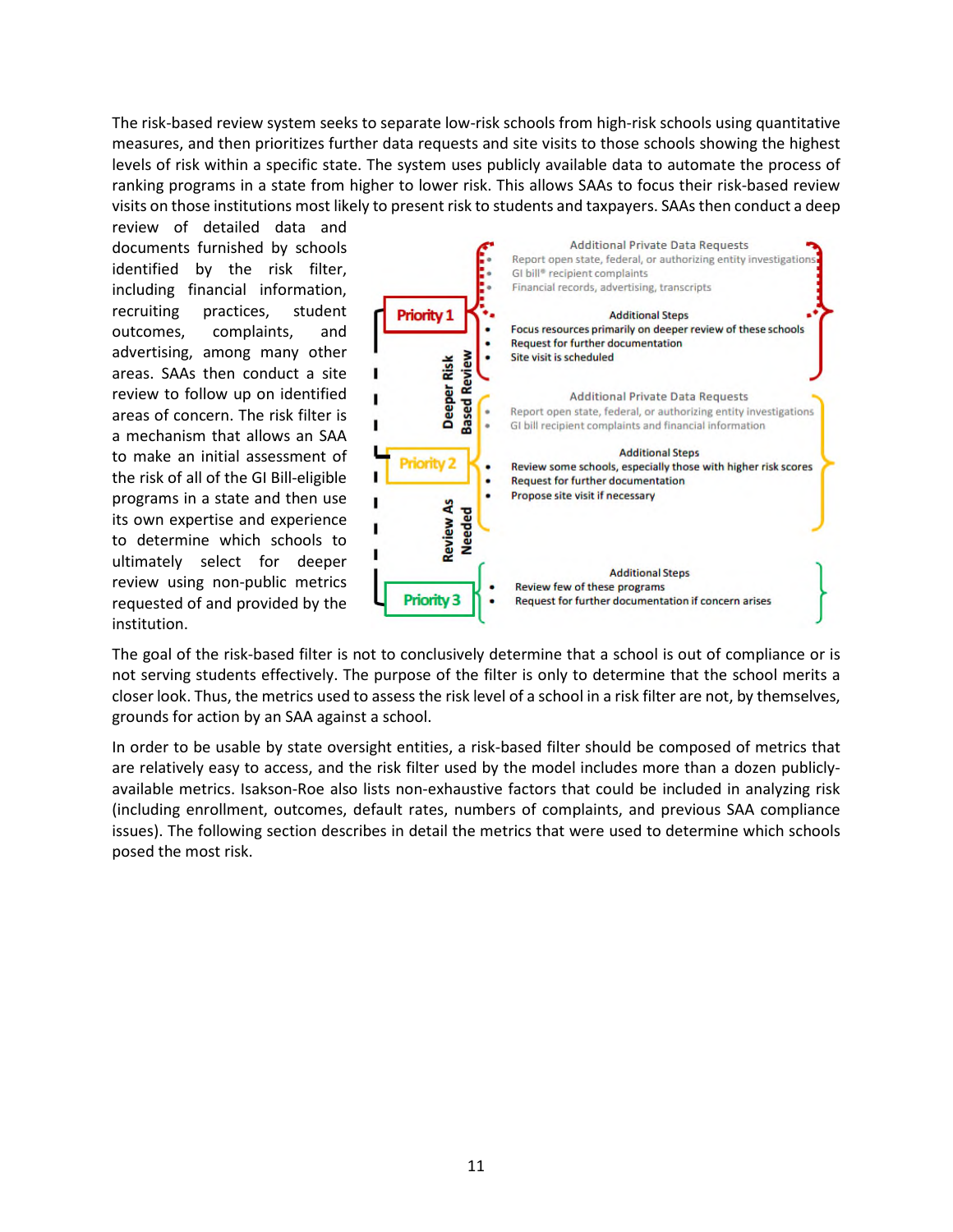The risk-based review system seeks to separate low-risk schools from high-risk schools using quantitative measures, and then prioritizes further data requests and site visits to those schools showing the highest levels of risk within a specific state. The system uses publicly available data to automate the process of ranking programs in a state from higher to lower risk. This allows SAAs to focus their risk-based review visits on those institutions most likely to present risk to students and taxpayers. SAAs then conduct a deep review of detailed data and documents furnished by schools identified by the risk filter, including financial information, recruiting practices, student outcomes, complaints, and advertising, among many other areas. SAAs then conduct a site review to follow up on identified areas of concern. The risk filter is a mechanism that allows an SAA to make an initial assessment of the risk of all of the GI Bill-eligible programs in a state and then use its own expertise and experience to determine which schools to ultimately select for deeper review using non-public metrics requested of and provided by the institution.

**Deeper Risk Based Review**

**Priority 1**

Additional Private Data Requests
- Report open state, federal, or authorizing entity investigations
- GI bill® recipient complaints
- Financial records, advertising, transcripts

Additional Steps
- Focus resources primarily on deeper review of these schools
- Request for further documentation
- Site visit is scheduled

**Priority 2**

Additional Private Data Requests
- Report open state, federal, or authorizing entity investigations
- GI bill recipient complaints and financial information

Additional Steps
- Review some schools, especially those with higher risk scores
- Request for further documentation
- Propose site visit if necessary

**Review As Needed**

**Priority 3**

Additional Steps
- Review few of these programs
- Request for further documentation if concern arises

The goal of the risk-based filter is not to conclusively determine that a school is out of compliance or is not serving students effectively. The purpose of the filter is only to determine that the school merits a closer look. Thus, the metrics used to assess the risk level of a school in a risk filter are not, by themselves, grounds for action by an SAA against a school.

In order to be usable by state oversight entities, a risk-based filter should be composed of metrics that are relatively easy to access, and the risk filter used by the model includes more than a dozen publicly-available metrics. Isakson-Roe also lists non-exhaustive factors that could be included in analyzing risk (including enrollment, outcomes, default rates, numbers of complaints, and previous SAA compliance issues). The following section describes in detail the metrics that were used to determine which schools posed the most risk.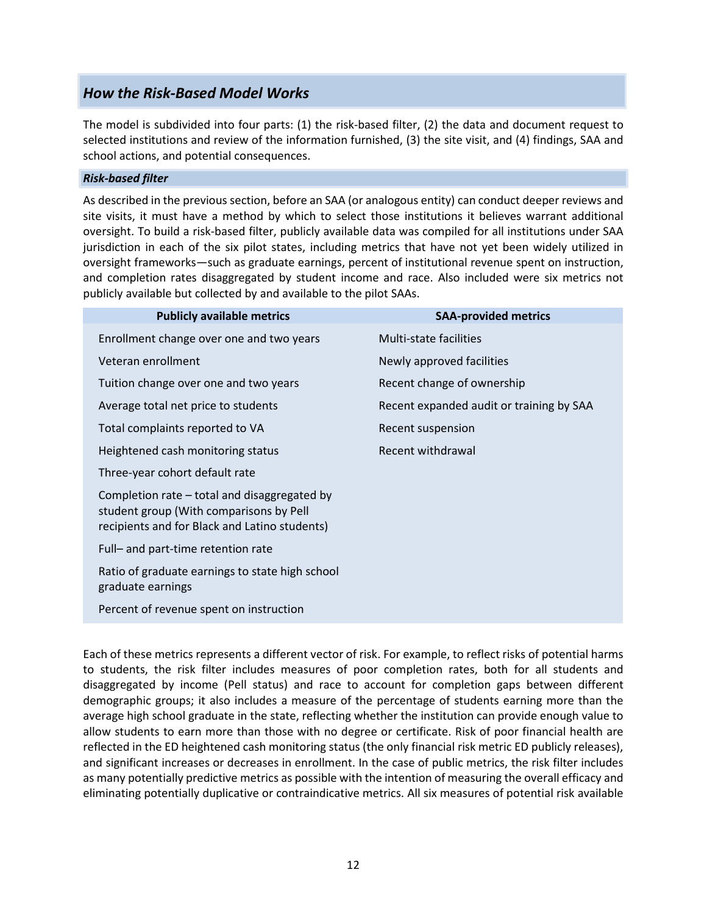## *How the Risk-Based Model Works*

The model is subdivided into four parts: (1) the risk-based filter, (2) the data and document request to selected institutions and review of the information furnished, (3) the site visit, and (4) findings, SAA and school actions, and potential consequences.

### *Risk-based filter*

As described in the previous section, before an SAA (or analogous entity) can conduct deeper reviews and site visits, it must have a method by which to select those institutions it believes warrant additional oversight. To build a risk-based filter, publicly available data was compiled for all institutions under SAA jurisdiction in each of the six pilot states, including metrics that have not yet been widely utilized in oversight frameworks—such as graduate earnings, percent of institutional revenue spent on instruction, and completion rates disaggregated by student income and race. Also included were six metrics not publicly available but collected by and available to the pilot SAAs.

| Publicly available metrics | SAA-provided metrics |
|---|---|
| Enrollment change over one and two years | Multi-state facilities |
| Veteran enrollment | Newly approved facilities |
| Tuition change over one and two years | Recent change of ownership |
| Average total net price to students | Recent expanded audit or training by SAA |
| Total complaints reported to VA | Recent suspension |
| Heightened cash monitoring status | Recent withdrawal |
| Three-year cohort default rate | |
| Completion rate – total and disaggregated by student group (With comparisons by Pell recipients and for Black and Latino students) | |
| Full– and part-time retention rate | |
| Ratio of graduate earnings to state high school graduate earnings | |
| Percent of revenue spent on instruction | |

Each of these metrics represents a different vector of risk. For example, to reflect risks of potential harms to students, the risk filter includes measures of poor completion rates, both for all students and disaggregated by income (Pell status) and race to account for completion gaps between different demographic groups; it also includes a measure of the percentage of students earning more than the average high school graduate in the state, reflecting whether the institution can provide enough value to allow students to earn more than those with no degree or certificate. Risk of poor financial health are reflected in the ED heightened cash monitoring status (the only financial risk metric ED publicly releases), and significant increases or decreases in enrollment. In the case of public metrics, the risk filter includes as many potentially predictive metrics as possible with the intention of measuring the overall efficacy and eliminating potentially duplicative or contraindicative metrics. All six measures of potential risk available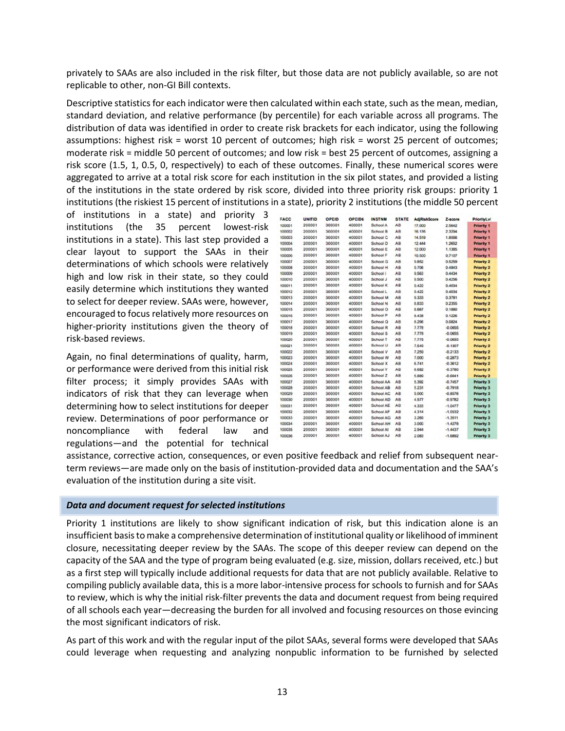privately to SAAs are also included in the risk filter, but those data are not publicly available, so are not replicable to other, non-GI Bill contexts.

Descriptive statistics for each indicator were then calculated within each state, such as the mean, median, standard deviation, and relative performance (by percentile) for each variable across all programs. The distribution of data was identified in order to create risk brackets for each indicator, using the following assumptions: highest risk = worst 10 percent of outcomes; high risk = worst 25 percent of outcomes; moderate risk = middle 50 percent of outcomes; and low risk = best 25 percent of outcomes, assigning a risk score (1.5, 1, 0.5, 0, respectively) to each of these outcomes. Finally, these numerical scores were aggregated to arrive at a total risk score for each institution in the six pilot states, and provided a listing of the institutions in the state ordered by risk score, divided into three priority risk groups: priority 1 institutions (the riskiest 15 percent of institutions in a state), priority 2 institutions (the middle 50 percent of institutions in a state) and priority 3 institutions (the 35 percent lowest-risk institutions in a state). This last step provided a clear layout to support the SAAs in their determinations of which schools were relatively high and low risk in their state, so they could easily determine which institutions they wanted to select for deeper review. SAAs were, however, encouraged to focus relatively more resources on higher-priority institutions given the theory of risk-based reviews.

| FACC | UNITID | OPEID | OPEID6 | INSTNM | STATE | AdjRiskScore | Z-score | PriorityLvl |
|---|---|---|---|---|---|---|---|---|
| 100001 | 200001 | 300001 | 400001 | School A | AB | 17.000 | 2.5642 | Priority 1 |
| 100002 | 200001 | 300001 | 400001 | School B | AB | 16.176 | 2.3294 | Priority 1 |
| 100003 | 200001 | 300001 | 400001 | School C | AB | 14.519 | 1.8566 | Priority 1 |
| 100004 | 200001 | 300001 | 400001 | School D | AB | 12.444 | 1.2652 | Priority 1 |
| 100005 | 200001 | 300001 | 400001 | School E | AB | 12.000 | 1.1385 | Priority 1 |
| 100006 | 200001 | 300001 | 400001 | School F | AB | 10.500 | 0.7107 | Priority 1 |
| 100007 | 200001 | 300001 | 400001 | School G | AB | 9.852 | 0.5259 | Priority 2 |
| 100008 | 200001 | 300001 | 400001 | School H | AB | 9.706 | 0.4843 | Priority 2 |
| 100009 | 200001 | 300001 | 400001 | School I | AB | 9.563 | 0.4434 | Priority 2 |
| 100010 | 200001 | 300001 | 400001 | School J | AB | 9.500 | 0.4256 | Priority 2 |
| 100011 | 200001 | 300001 | 400001 | School K | AB | 9.422 | 0.4034 | Priority 2 |
| 100012 | 200001 | 300001 | 400001 | School L | AB | 9.422 | 0.4034 | Priority 2 |
| 100013 | 200001 | 300001 | 400001 | School M | AB | 9.333 | 0.3781 | Priority 2 |
| 100014 | 200001 | 300001 | 400001 | School N | AB | 8.833 | 0.2355 | Priority 2 |
| 100015 | 200001 | 300001 | 400001 | School O | AB | 8.667 | 0.1880 | Priority 2 |
| 100016 | 200001 | 300001 | 400001 | School P | AB | 8.438 | 0.1226 | Priority 2 |
| 100017 | 200001 | 300001 | 400001 | School Q | AB | 8.296 | 0.0824 | Priority 2 |
| 100018 | 200001 | 300001 | 400001 | School R | AB | 7.778 | -0.0655 | Priority 2 |
| 100019 | 200001 | 300001 | 400001 | School S | AB | 7.778 | -0.0655 | Priority 2 |
| 100020 | 200001 | 300001 | 400001 | School T | AB | 7.778 | -0.0655 | Priority 2 |
| 100021 | 200001 | 300001 | 400001 | School U | AB | 7.540 | -0.1307 | Priority 2 |
| 100022 | 200001 | 300001 | 400001 | School V | AB | 7.259 | -0.2133 | Priority 2 |
| 100023 | 200001 | 300001 | 400001 | School W | AB | 7.000 | -0.2873 | Priority 2 |
| 100024 | 200001 | 300001 | 400001 | School X | AB | 6.741 | -0.3612 | Priority 2 |
| 100025 | 200001 | 300001 | 400001 | School Y | AB | 6.682 | -0.3780 | Priority 2 |
| 100026 | 200001 | 300001 | 400001 | School Z | AB | 5.889 | -0.6041 | Priority 2 |
| 100027 | 200001 | 300001 | 400001 | School AA | AB | 5.392 | -0.7457 | Priority 3 |
| 100028 | 200001 | 300001 | 400001 | School AB | AB | 5.231 | -0.7918 | Priority 3 |
| 100029 | 200001 | 300001 | 400001 | School AC | AB | 5.000 | -0.8576 | Priority 3 |
| 100030 | 200001 | 300001 | 400001 | School AD | AB | 4.577 | -0.9782 | Priority 3 |
| 100031 | 200001 | 300001 | 400001 | School AE | AB | 4.333 | -1.0477 | Priority 3 |
| 100032 | 200001 | 300001 | 400001 | School AF | AB | 4.314 | -1.0532 | Priority 3 |
| 100033 | 200001 | 300001 | 400001 | School AG | AB | 3.269 | -1.3511 | Priority 3 |
| 100034 | 200001 | 300001 | 400001 | School AH | AB | 3.000 | -1.4278 | Priority 3 |
| 100035 | 200001 | 300001 | 400001 | School AI | AB | 2.944 | -1.4437 | Priority 3 |
| 100036 | 200001 | 300001 | 400001 | School AJ | AB | 2.083 | -1.6892 | Priority 3 |

Again, no final determinations of quality, harm, or performance were derived from this initial risk filter process; it simply provides SAAs with indicators of risk that they can leverage when determining how to select institutions for deeper review. Determinations of poor performance or noncompliance with federal law and regulations—and the potential for technical assistance, corrective action, consequences, or even positive feedback and relief from subsequent near-term reviews—are made only on the basis of institution-provided data and documentation and the SAA's evaluation of the institution during a site visit.

### *Data and document request for selected institutions*

Priority 1 institutions are likely to show significant indication of risk, but this indication alone is an insufficient basis to make a comprehensive determination of institutional quality or likelihood of imminent closure, necessitating deeper review by the SAAs. The scope of this deeper review can depend on the capacity of the SAA and the type of program being evaluated (e.g. size, mission, dollars received, etc.) but as a first step will typically include additional requests for data that are not publicly available. Relative to compiling publicly available data, this is a more labor-intensive process for schools to furnish and for SAAs to review, which is why the initial risk-filter prevents the data and document request from being required of all schools each year—decreasing the burden for all involved and focusing resources on those evincing the most significant indicators of risk.

As part of this work and with the regular input of the pilot SAAs, several forms were developed that SAAs could leverage when requesting and analyzing nonpublic information to be furnished by selected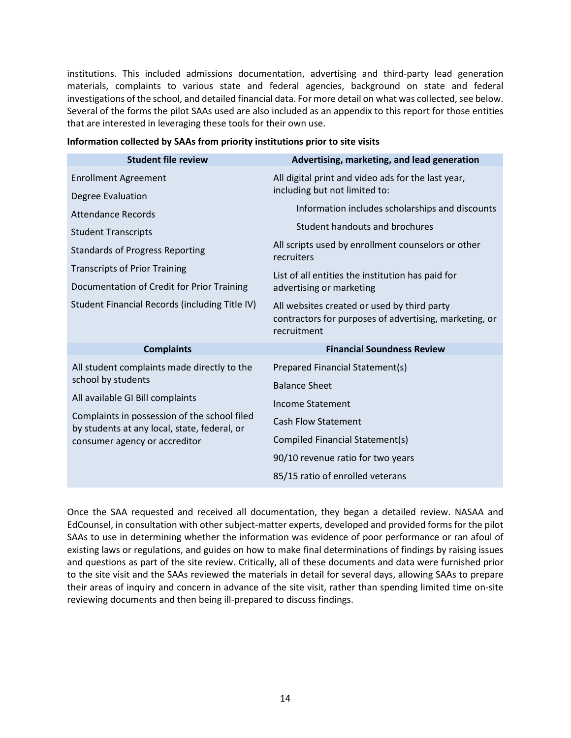institutions. This included admissions documentation, advertising and third-party lead generation materials, complaints to various state and federal agencies, background on state and federal investigations of the school, and detailed financial data. For more detail on what was collected, see below. Several of the forms the pilot SAAs used are also included as an appendix to this report for those entities that are interested in leveraging these tools for their own use.

**Information collected by SAAs from priority institutions prior to site visits**

| Student file review | Advertising, marketing, and lead generation |
|---|---|
| Enrollment Agreement<br>Degree Evaluation<br>Attendance Records<br>Student Transcripts<br>Standards of Progress Reporting<br>Transcripts of Prior Training<br>Documentation of Credit for Prior Training<br>Student Financial Records (including Title IV) | All digital print and video ads for the last year, including but not limited to:<br>Information includes scholarships and discounts<br>Student handouts and brochures<br>All scripts used by enrollment counselors or other recruiters<br>List of all entities the institution has paid for advertising or marketing<br>All websites created or used by third party contractors for purposes of advertising, marketing, or recruitment |
| **Complaints** | **Financial Soundness Review** |
| All student complaints made directly to the school by students<br>All available GI Bill complaints<br>Complaints in possession of the school filed by students at any local, state, federal, or consumer agency or accreditor | Prepared Financial Statement(s)<br>Balance Sheet<br>Income Statement<br>Cash Flow Statement<br>Compiled Financial Statement(s)<br>90/10 revenue ratio for two years<br>85/15 ratio of enrolled veterans |

Once the SAA requested and received all documentation, they began a detailed review. NASAA and EdCounsel, in consultation with other subject-matter experts, developed and provided forms for the pilot SAAs to use in determining whether the information was evidence of poor performance or ran afoul of existing laws or regulations, and guides on how to make final determinations of findings by raising issues and questions as part of the site review. Critically, all of these documents and data were furnished prior to the site visit and the SAAs reviewed the materials in detail for several days, allowing SAAs to prepare their areas of inquiry and concern in advance of the site visit, rather than spending limited time on-site reviewing documents and then being ill-prepared to discuss findings.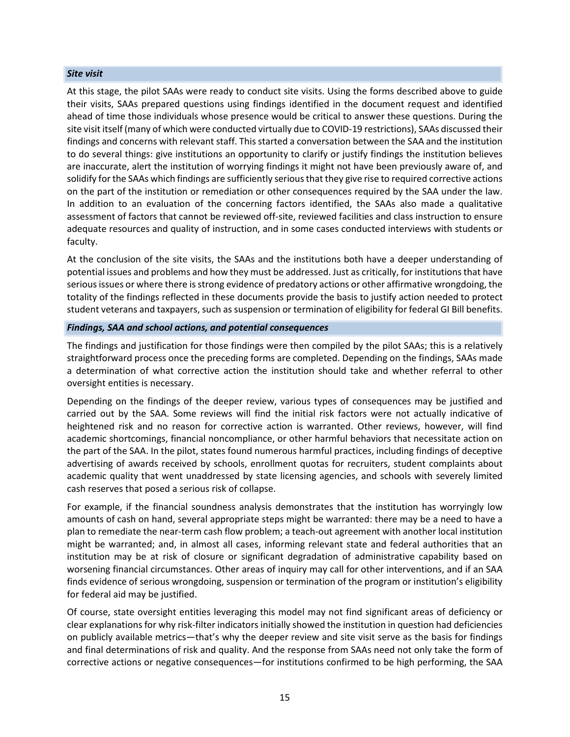### *Site visit*

At this stage, the pilot SAAs were ready to conduct site visits. Using the forms described above to guide their visits, SAAs prepared questions using findings identified in the document request and identified ahead of time those individuals whose presence would be critical to answer these questions. During the site visit itself (many of which were conducted virtually due to COVID-19 restrictions), SAAs discussed their findings and concerns with relevant staff. This started a conversation between the SAA and the institution to do several things: give institutions an opportunity to clarify or justify findings the institution believes are inaccurate, alert the institution of worrying findings it might not have been previously aware of, and solidify for the SAAs which findings are sufficiently serious that they give rise to required corrective actions on the part of the institution or remediation or other consequences required by the SAA under the law. In addition to an evaluation of the concerning factors identified, the SAAs also made a qualitative assessment of factors that cannot be reviewed off-site, reviewed facilities and class instruction to ensure adequate resources and quality of instruction, and in some cases conducted interviews with students or faculty.

At the conclusion of the site visits, the SAAs and the institutions both have a deeper understanding of potential issues and problems and how they must be addressed. Just as critically, for institutions that have serious issues or where there is strong evidence of predatory actions or other affirmative wrongdoing, the totality of the findings reflected in these documents provide the basis to justify action needed to protect student veterans and taxpayers, such as suspension or termination of eligibility for federal GI Bill benefits.

### *Findings, SAA and school actions, and potential consequences*

The findings and justification for those findings were then compiled by the pilot SAAs; this is a relatively straightforward process once the preceding forms are completed. Depending on the findings, SAAs made a determination of what corrective action the institution should take and whether referral to other oversight entities is necessary.

Depending on the findings of the deeper review, various types of consequences may be justified and carried out by the SAA. Some reviews will find the initial risk factors were not actually indicative of heightened risk and no reason for corrective action is warranted. Other reviews, however, will find academic shortcomings, financial noncompliance, or other harmful behaviors that necessitate action on the part of the SAA. In the pilot, states found numerous harmful practices, including findings of deceptive advertising of awards received by schools, enrollment quotas for recruiters, student complaints about academic quality that went unaddressed by state licensing agencies, and schools with severely limited cash reserves that posed a serious risk of collapse.

For example, if the financial soundness analysis demonstrates that the institution has worryingly low amounts of cash on hand, several appropriate steps might be warranted: there may be a need to have a plan to remediate the near-term cash flow problem; a teach-out agreement with another local institution might be warranted; and, in almost all cases, informing relevant state and federal authorities that an institution may be at risk of closure or significant degradation of administrative capability based on worsening financial circumstances. Other areas of inquiry may call for other interventions, and if an SAA finds evidence of serious wrongdoing, suspension or termination of the program or institution's eligibility for federal aid may be justified.

Of course, state oversight entities leveraging this model may not find significant areas of deficiency or clear explanations for why risk-filter indicators initially showed the institution in question had deficiencies on publicly available metrics—that's why the deeper review and site visit serve as the basis for findings and final determinations of risk and quality. And the response from SAAs need not only take the form of corrective actions or negative consequences—for institutions confirmed to be high performing, the SAA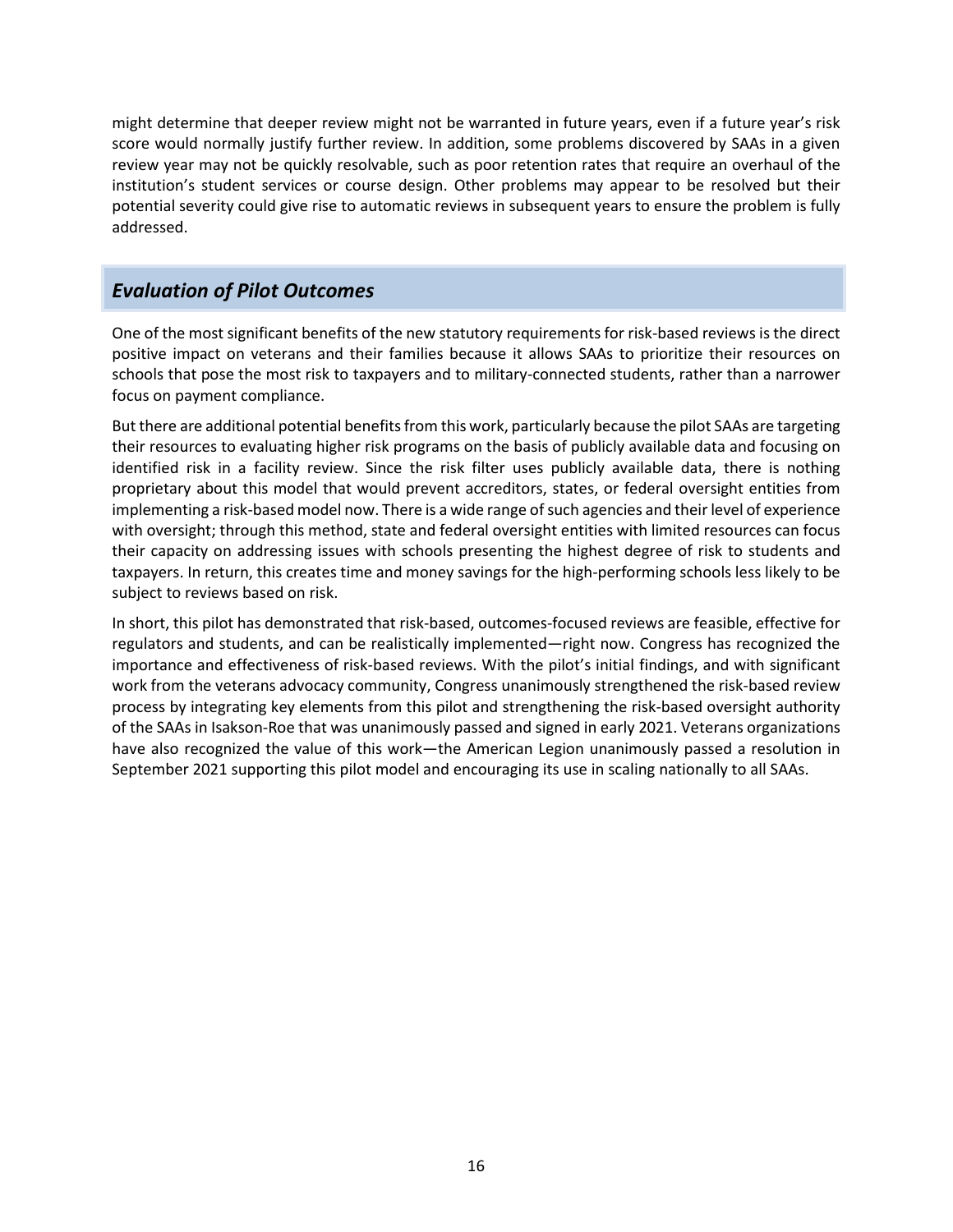might determine that deeper review might not be warranted in future years, even if a future year's risk score would normally justify further review. In addition, some problems discovered by SAAs in a given review year may not be quickly resolvable, such as poor retention rates that require an overhaul of the institution's student services or course design. Other problems may appear to be resolved but their potential severity could give rise to automatic reviews in subsequent years to ensure the problem is fully addressed.

## *Evaluation of Pilot Outcomes*

One of the most significant benefits of the new statutory requirements for risk-based reviews is the direct positive impact on veterans and their families because it allows SAAs to prioritize their resources on schools that pose the most risk to taxpayers and to military-connected students, rather than a narrower focus on payment compliance.

But there are additional potential benefits from this work, particularly because the pilot SAAs are targeting their resources to evaluating higher risk programs on the basis of publicly available data and focusing on identified risk in a facility review. Since the risk filter uses publicly available data, there is nothing proprietary about this model that would prevent accreditors, states, or federal oversight entities from implementing a risk-based model now. There is a wide range of such agencies and their level of experience with oversight; through this method, state and federal oversight entities with limited resources can focus their capacity on addressing issues with schools presenting the highest degree of risk to students and taxpayers. In return, this creates time and money savings for the high-performing schools less likely to be subject to reviews based on risk.

In short, this pilot has demonstrated that risk-based, outcomes-focused reviews are feasible, effective for regulators and students, and can be realistically implemented—right now. Congress has recognized the importance and effectiveness of risk-based reviews. With the pilot's initial findings, and with significant work from the veterans advocacy community, Congress unanimously strengthened the risk-based review process by integrating key elements from this pilot and strengthening the risk-based oversight authority of the SAAs in Isakson-Roe that was unanimously passed and signed in early 2021. Veterans organizations have also recognized the value of this work—the American Legion unanimously passed a resolution in September 2021 supporting this pilot model and encouraging its use in scaling nationally to all SAAs.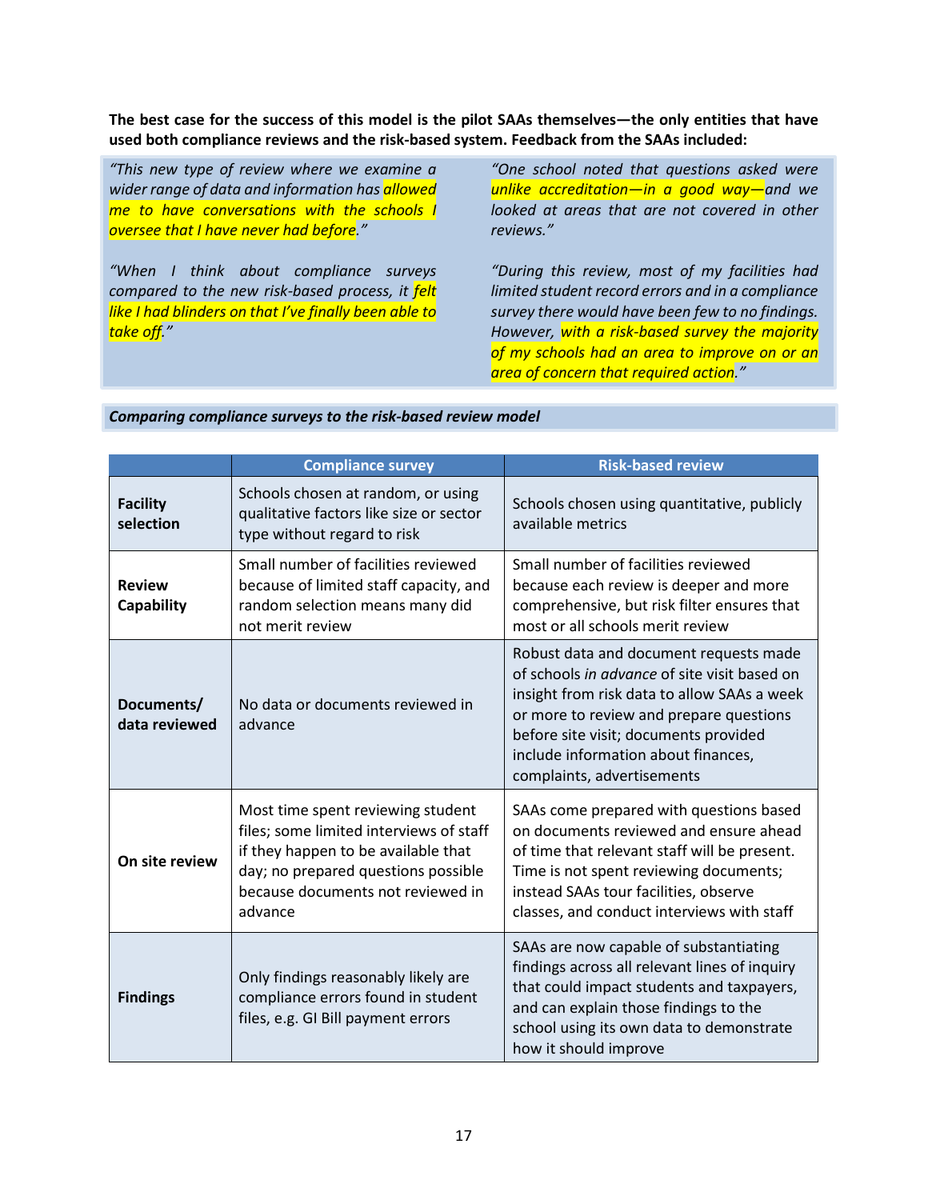**The best case for the success of this model is the pilot SAAs themselves—the only entities that have used both compliance reviews and the risk-based system. Feedback from the SAAs included:**

> *"This new type of review where we examine a wider range of data and information has allowed me to have conversations with the schools I oversee that I have never had before."*
>
> *"When I think about compliance surveys compared to the new risk-based process, it felt like I had blinders on that I've finally been able to take off."*
>
> *"One school noted that questions asked were unlike accreditation—in a good way—and we looked at areas that are not covered in other reviews."*
>
> *"During this review, most of my facilities had limited student record errors and in a compliance survey there would have been few to no findings. However, with a risk-based survey the majority of my schools had an area to improve on or an area of concern that required action."*

***Comparing compliance surveys to the risk-based review model***

| | Compliance survey | Risk-based review |
|---|---|---|
| **Facility selection** | Schools chosen at random, or using qualitative factors like size or sector type without regard to risk | Schools chosen using quantitative, publicly available metrics |
| **Review Capability** | Small number of facilities reviewed because of limited staff capacity, and random selection means many did not merit review | Small number of facilities reviewed because each review is deeper and more comprehensive, but risk filter ensures that most or all schools merit review |
| **Documents/ data reviewed** | No data or documents reviewed in advance | Robust data and document requests made of schools *in advance* of site visit based on insight from risk data to allow SAAs a week or more to review and prepare questions before site visit; documents provided include information about finances, complaints, advertisements |
| **On site review** | Most time spent reviewing student files; some limited interviews of staff if they happen to be available that day; no prepared questions possible because documents not reviewed in advance | SAAs come prepared with questions based on documents reviewed and ensure ahead of time that relevant staff will be present. Time is not spent reviewing documents; instead SAAs tour facilities, observe classes, and conduct interviews with staff |
| **Findings** | Only findings reasonably likely are compliance errors found in student files, e.g. GI Bill payment errors | SAAs are now capable of substantiating findings across all relevant lines of inquiry that could impact students and taxpayers, and can explain those findings to the school using its own data to demonstrate how it should improve |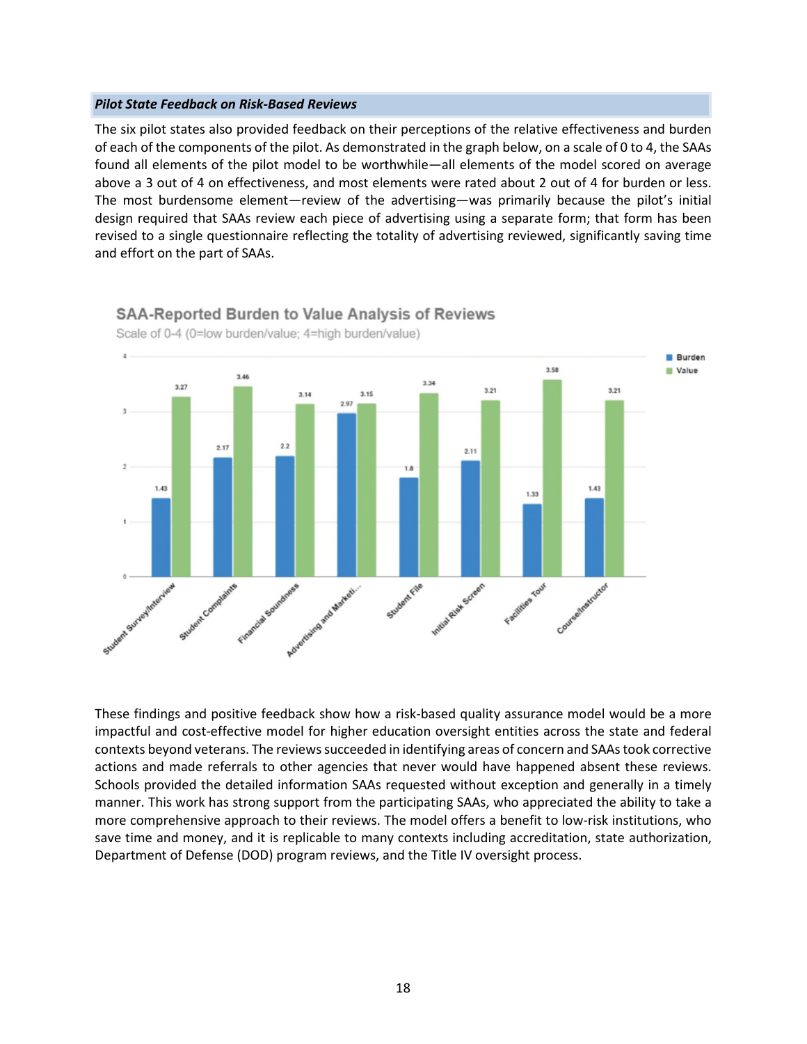***Pilot State Feedback on Risk-Based Reviews***

The six pilot states also provided feedback on their perceptions of the relative effectiveness and burden of each of the components of the pilot. As demonstrated in the graph below, on a scale of 0 to 4, the SAAs found all elements of the pilot model to be worthwhile—all elements of the model scored on average above a 3 out of 4 on effectiveness, and most elements were rated about 2 out of 4 for burden or less. The most burdensome element—review of the advertising—was primarily because the pilot's initial design required that SAAs review each piece of advertising using a separate form; that form has been revised to a single questionnaire reflecting the totality of advertising reviewed, significantly saving time and effort on the part of SAAs.

**SAA-Reported Burden to Value Analysis of Reviews**

Scale of 0-4 (0=low burden/value; 4=high burden/value)

| Review Element | Burden | Value |
|---|---|---|
| Student Survey/Interview | 1.43 | 3.27 |
| Student Complaints | 2.17 | 3.46 |
| Financial Soundness | 2.2 | 3.14 |
| Advertising and Marketi... | 2.97 | 3.15 |
| Student File | 1.8 | 3.34 |
| Initial Risk Screen | 2.11 | 3.21 |
| Facilities Tour | 1.33 | 3.58 |
| Course/Instructor | 1.43 | 3.21 |

These findings and positive feedback show how a risk-based quality assurance model would be a more impactful and cost-effective model for higher education oversight entities across the state and federal contexts beyond veterans. The reviews succeeded in identifying areas of concern and SAAs took corrective actions and made referrals to other agencies that never would have happened absent these reviews. Schools provided the detailed information SAAs requested without exception and generally in a timely manner. This work has strong support from the participating SAAs, who appreciated the ability to take a more comprehensive approach to their reviews. The model offers a benefit to low-risk institutions, who save time and money, and it is replicable to many contexts including accreditation, state authorization, Department of Defense (DOD) program reviews, and the Title IV oversight process.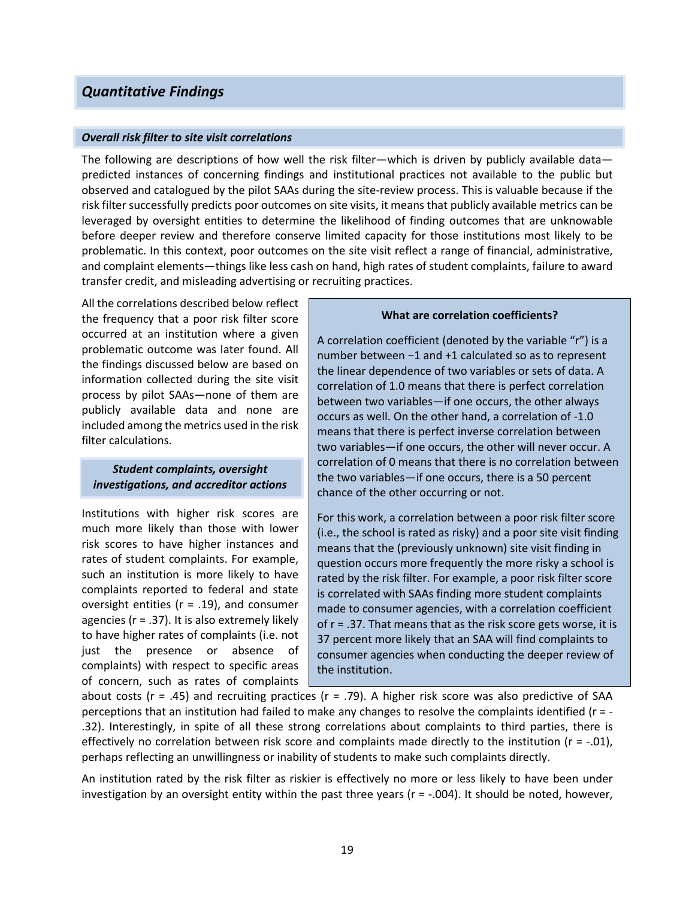## *Quantitative Findings*

### *Overall risk filter to site visit correlations*

The following are descriptions of how well the risk filter—which is driven by publicly available data—predicted instances of concerning findings and institutional practices not available to the public but observed and catalogued by the pilot SAAs during the site-review process. This is valuable because if the risk filter successfully predicts poor outcomes on site visits, it means that publicly available metrics can be leveraged by oversight entities to determine the likelihood of finding outcomes that are unknowable before deeper review and therefore conserve limited capacity for those institutions most likely to be problematic. In this context, poor outcomes on the site visit reflect a range of financial, administrative, and complaint elements—things like less cash on hand, high rates of student complaints, failure to award transfer credit, and misleading advertising or recruiting practices.

All the correlations described below reflect the frequency that a poor risk filter score occurred at an institution where a given problematic outcome was later found. All the findings discussed below are based on information collected during the site visit process by pilot SAAs—none of them are publicly available data and none are included among the metrics used in the risk filter calculations.

> **What are correlation coefficients?**
>
> A correlation coefficient (denoted by the variable "r") is a number between −1 and +1 calculated so as to represent the linear dependence of two variables or sets of data. A correlation of 1.0 means that there is perfect correlation between two variables—if one occurs, the other always occurs as well. On the other hand, a correlation of -1.0 means that there is perfect inverse correlation between two variables—if one occurs, the other will never occur. A correlation of 0 means that there is no correlation between the two variables—if one occurs, there is a 50 percent chance of the other occurring or not.
>
> For this work, a correlation between a poor risk filter score (i.e., the school is rated as risky) and a poor site visit finding means that the (previously unknown) site visit finding in question occurs more frequently the more risky a school is rated by the risk filter. For example, a poor risk filter score is correlated with SAAs finding more student complaints made to consumer agencies, with a correlation coefficient of r = .37. That means that as the risk score gets worse, it is 37 percent more likely that an SAA will find complaints to consumer agencies when conducting the deeper review of the institution.

#### *Student complaints, oversight investigations, and accreditor actions*

Institutions with higher risk scores are much more likely than those with lower risk scores to have higher instances and rates of student complaints. For example, such an institution is more likely to have complaints reported to federal and state oversight entities (r = .19), and consumer agencies (r = .37). It is also extremely likely to have higher rates of complaints (i.e. not just the presence or absence of complaints) with respect to specific areas of concern, such as rates of complaints about costs (r = .45) and recruiting practices (r = .79). A higher risk score was also predictive of SAA perceptions that an institution had failed to make any changes to resolve the complaints identified (r = -.32). Interestingly, in spite of all these strong correlations about complaints to third parties, there is effectively no correlation between risk score and complaints made directly to the institution (r = -.01), perhaps reflecting an unwillingness or inability of students to make such complaints directly.

An institution rated by the risk filter as riskier is effectively no more or less likely to have been under investigation by an oversight entity within the past three years (r = -.004). It should be noted, however,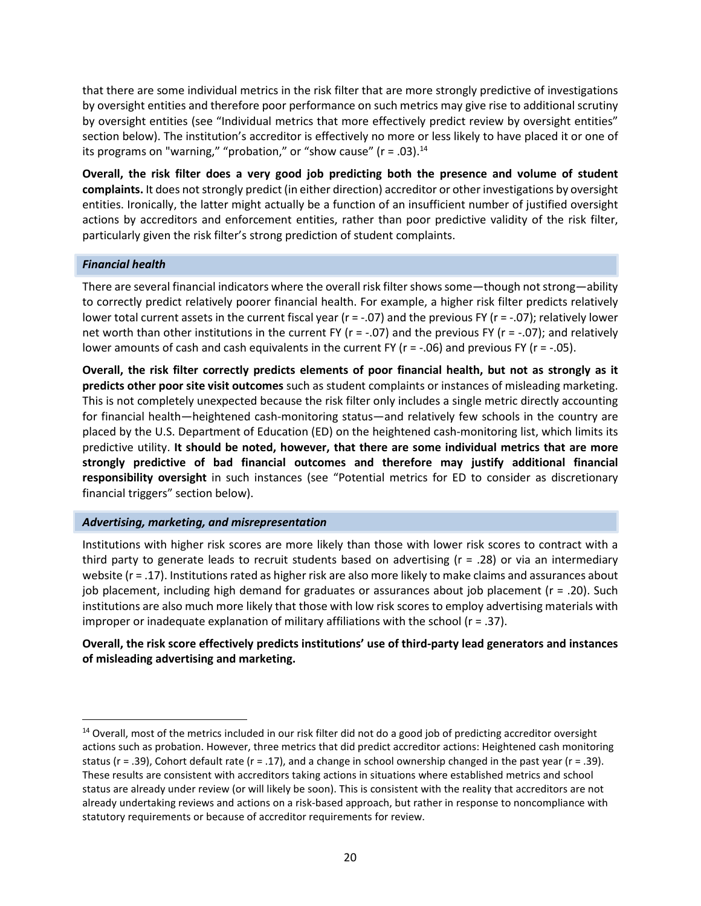that there are some individual metrics in the risk filter that are more strongly predictive of investigations by oversight entities and therefore poor performance on such metrics may give rise to additional scrutiny by oversight entities (see "Individual metrics that more effectively predict review by oversight entities" section below). The institution's accreditor is effectively no more or less likely to have placed it or one of its programs on "warning," "probation," or "show cause" (r = .03).[14]

**Overall, the risk filter does a very good job predicting both the presence and volume of student complaints.** It does not strongly predict (in either direction) accreditor or other investigations by oversight entities. Ironically, the latter might actually be a function of an insufficient number of justified oversight actions by accreditors and enforcement entities, rather than poor predictive validity of the risk filter, particularly given the risk filter's strong prediction of student complaints.

### *Financial health*

There are several financial indicators where the overall risk filter shows some—though not strong—ability to correctly predict relatively poorer financial health. For example, a higher risk filter predicts relatively lower total current assets in the current fiscal year (r = -.07) and the previous FY (r = -.07); relatively lower net worth than other institutions in the current FY (r = -.07) and the previous FY (r = -.07); and relatively lower amounts of cash and cash equivalents in the current FY (r = -.06) and previous FY (r = -.05).

**Overall, the risk filter correctly predicts elements of poor financial health, but not as strongly as it predicts other poor site visit outcomes** such as student complaints or instances of misleading marketing. This is not completely unexpected because the risk filter only includes a single metric directly accounting for financial health—heightened cash-monitoring status—and relatively few schools in the country are placed by the U.S. Department of Education (ED) on the heightened cash-monitoring list, which limits its predictive utility. **It should be noted, however, that there are some individual metrics that are more strongly predictive of bad financial outcomes and therefore may justify additional financial responsibility oversight** in such instances (see "Potential metrics for ED to consider as discretionary financial triggers" section below).

### *Advertising, marketing, and misrepresentation*

Institutions with higher risk scores are more likely than those with lower risk scores to contract with a third party to generate leads to recruit students based on advertising (r = .28) or via an intermediary website (r = .17). Institutions rated as higher risk are also more likely to make claims and assurances about job placement, including high demand for graduates or assurances about job placement (r = .20). Such institutions are also much more likely that those with low risk scores to employ advertising materials with improper or inadequate explanation of military affiliations with the school (r = .37).

**Overall, the risk score effectively predicts institutions' use of third-party lead generators and instances of misleading advertising and marketing.**

---

[14] Overall, most of the metrics included in our risk filter did not do a good job of predicting accreditor oversight actions such as probation. However, three metrics that did predict accreditor actions: Heightened cash monitoring status (r = .39), Cohort default rate (r = .17), and a change in school ownership changed in the past year (r = .39). These results are consistent with accreditors taking actions in situations where established metrics and school status are already under review (or will likely be soon). This is consistent with the reality that accreditors are not already undertaking reviews and actions on a risk-based approach, but rather in response to noncompliance with statutory requirements or because of accreditor requirements for review.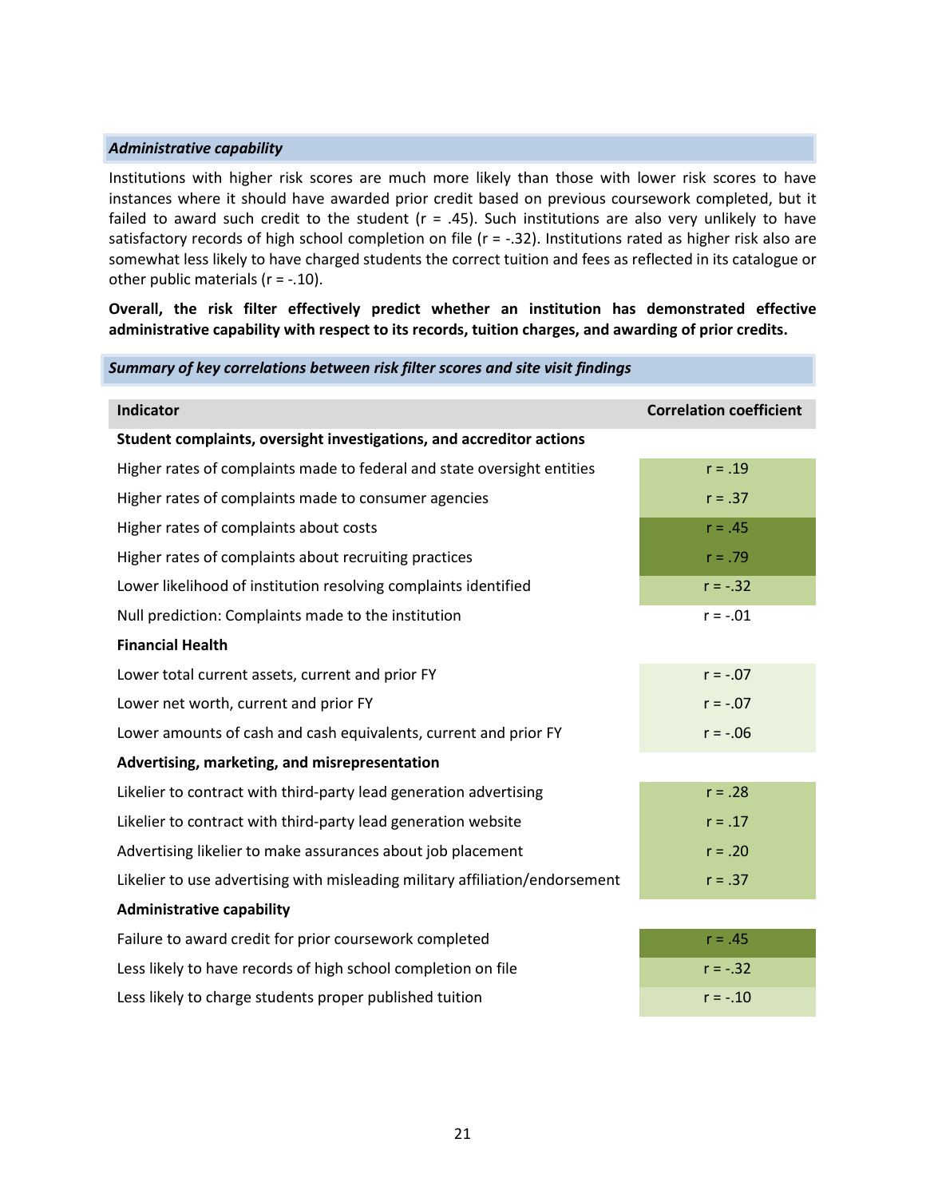### *Administrative capability*

Institutions with higher risk scores are much more likely than those with lower risk scores to have instances where it should have awarded prior credit based on previous coursework completed, but it failed to award such credit to the student (r = .45). Such institutions are also very unlikely to have satisfactory records of high school completion on file (r = -.32). Institutions rated as higher risk also are somewhat less likely to have charged students the correct tuition and fees as reflected in its catalogue or other public materials (r = -.10).

**Overall, the risk filter effectively predict whether an institution has demonstrated effective administrative capability with respect to its records, tuition charges, and awarding of prior credits.**

### *Summary of key correlations between risk filter scores and site visit findings*

| Indicator | Correlation coefficient |
|---|---|
| **Student complaints, oversight investigations, and accreditor actions** | |
| Higher rates of complaints made to federal and state oversight entities | r = .19 |
| Higher rates of complaints made to consumer agencies | r = .37 |
| Higher rates of complaints about costs | r = .45 |
| Higher rates of complaints about recruiting practices | r = .79 |
| Lower likelihood of institution resolving complaints identified | r = -.32 |
| Null prediction: Complaints made to the institution | r = -.01 |
| **Financial Health** | |
| Lower total current assets, current and prior FY | r = -.07 |
| Lower net worth, current and prior FY | r = -.07 |
| Lower amounts of cash and cash equivalents, current and prior FY | r = -.06 |
| **Advertising, marketing, and misrepresentation** | |
| Likelier to contract with third-party lead generation advertising | r = .28 |
| Likelier to contract with third-party lead generation website | r = .17 |
| Advertising likelier to make assurances about job placement | r = .20 |
| Likelier to use advertising with misleading military affiliation/endorsement | r = .37 |
| **Administrative capability** | |
| Failure to award credit for prior coursework completed | r = .45 |
| Less likely to have records of high school completion on file | r = -.32 |
| Less likely to charge students proper published tuition | r = -.10 |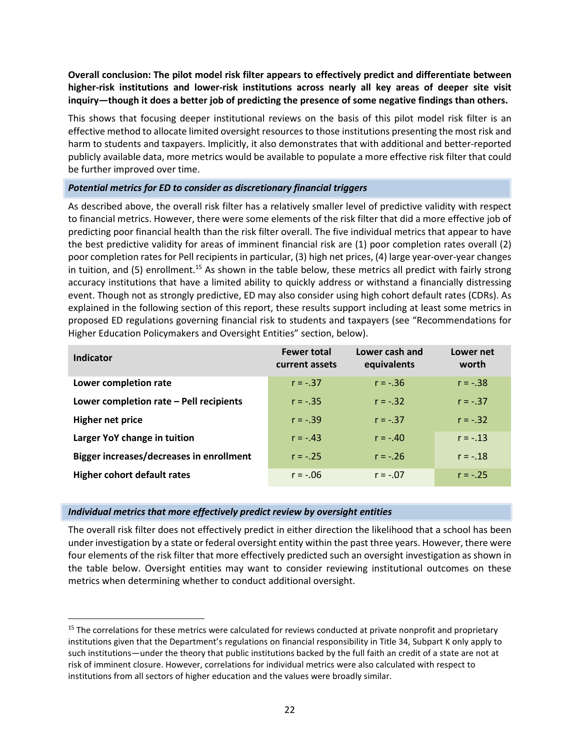**Overall conclusion: The pilot model risk filter appears to effectively predict and differentiate between higher-risk institutions and lower-risk institutions across nearly all key areas of deeper site visit inquiry—though it does a better job of predicting the presence of some negative findings than others.**

This shows that focusing deeper institutional reviews on the basis of this pilot model risk filter is an effective method to allocate limited oversight resources to those institutions presenting the most risk and harm to students and taxpayers. Implicitly, it also demonstrates that with additional and better-reported publicly available data, more metrics would be available to populate a more effective risk filter that could be further improved over time.

### *Potential metrics for ED to consider as discretionary financial triggers*

As described above, the overall risk filter has a relatively smaller level of predictive validity with respect to financial metrics. However, there were some elements of the risk filter that did a more effective job of predicting poor financial health than the risk filter overall. The five individual metrics that appear to have the best predictive validity for areas of imminent financial risk are (1) poor completion rates overall (2) poor completion rates for Pell recipients in particular, (3) high net prices, (4) large year-over-year changes in tuition, and (5) enrollment.[15] As shown in the table below, these metrics all predict with fairly strong accuracy institutions that have a limited ability to quickly address or withstand a financially distressing event. Though not as strongly predictive, ED may also consider using high cohort default rates (CDRs). As explained in the following section of this report, these results support including at least some metrics in proposed ED regulations governing financial risk to students and taxpayers (see "Recommendations for Higher Education Policymakers and Oversight Entities" section, below).

| Indicator | Fewer total current assets | Lower cash and equivalents | Lower net worth |
|---|---|---|---|
| **Lower completion rate** | r = -.37 | r = -.36 | r = -.38 |
| **Lower completion rate – Pell recipients** | r = -.35 | r = -.32 | r = -.37 |
| **Higher net price** | r = -.39 | r = -.37 | r = -.32 |
| **Larger YoY change in tuition** | r = -.43 | r = -.40 | r = -.13 |
| **Bigger increases/decreases in enrollment** | r = -.25 | r = -.26 | r = -.18 |
| **Higher cohort default rates** | r = -.06 | r = -.07 | r = -.25 |

### *Individual metrics that more effectively predict review by oversight entities*

The overall risk filter does not effectively predict in either direction the likelihood that a school has been under investigation by a state or federal oversight entity within the past three years. However, there were four elements of the risk filter that more effectively predicted such an oversight investigation as shown in the table below. Oversight entities may want to consider reviewing institutional outcomes on these metrics when determining whether to conduct additional oversight.

[15] The correlations for these metrics were calculated for reviews conducted at private nonprofit and proprietary institutions given that the Department's regulations on financial responsibility in Title 34, Subpart K only apply to such institutions—under the theory that public institutions backed by the full faith an credit of a state are not at risk of imminent closure. However, correlations for individual metrics were also calculated with respect to institutions from all sectors of higher education and the values were broadly similar.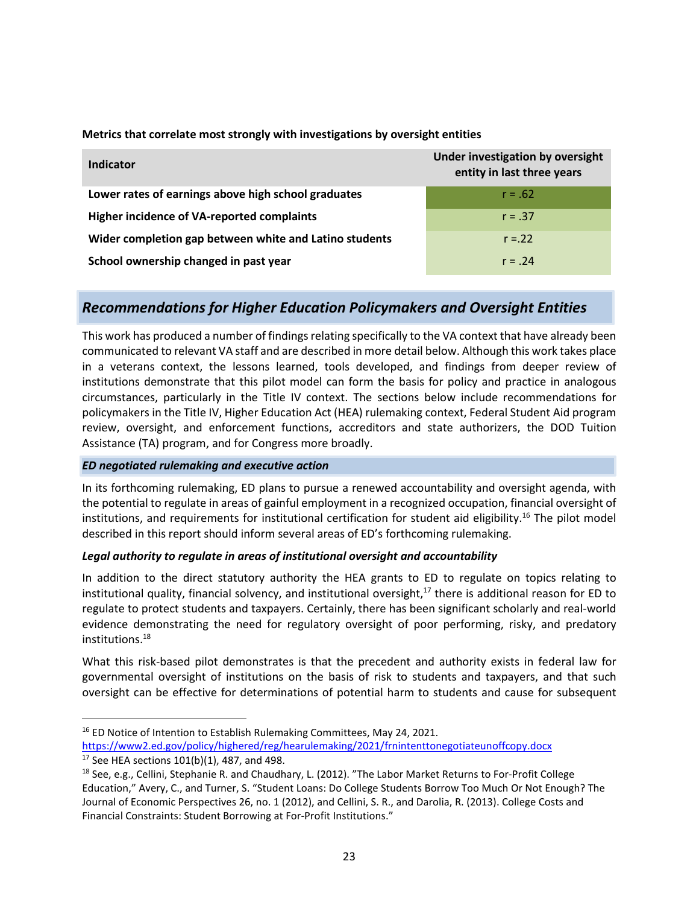**Metrics that correlate most strongly with investigations by oversight entities**

| Indicator | Under investigation by oversight entity in last three years |
|---|---|
| **Lower rates of earnings above high school graduates** | r = .62 |
| **Higher incidence of VA-reported complaints** | r = .37 |
| **Wider completion gap between white and Latino students** | r =.22 |
| **School ownership changed in past year** | r = .24 |

## *Recommendations for Higher Education Policymakers and Oversight Entities*

This work has produced a number of findings relating specifically to the VA context that have already been communicated to relevant VA staff and are described in more detail below. Although this work takes place in a veterans context, the lessons learned, tools developed, and findings from deeper review of institutions demonstrate that this pilot model can form the basis for policy and practice in analogous circumstances, particularly in the Title IV context. The sections below include recommendations for policymakers in the Title IV, Higher Education Act (HEA) rulemaking context, Federal Student Aid program review, oversight, and enforcement functions, accreditors and state authorizers, the DOD Tuition Assistance (TA) program, and for Congress more broadly.

### *ED negotiated rulemaking and executive action*

In its forthcoming rulemaking, ED plans to pursue a renewed accountability and oversight agenda, with the potential to regulate in areas of gainful employment in a recognized occupation, financial oversight of institutions, and requirements for institutional certification for student aid eligibility.[16] The pilot model described in this report should inform several areas of ED's forthcoming rulemaking.

#### *Legal authority to regulate in areas of institutional oversight and accountability*

In addition to the direct statutory authority the HEA grants to ED to regulate on topics relating to institutional quality, financial solvency, and institutional oversight,[17] there is additional reason for ED to regulate to protect students and taxpayers. Certainly, there has been significant scholarly and real-world evidence demonstrating the need for regulatory oversight of poor performing, risky, and predatory institutions.[18]

What this risk-based pilot demonstrates is that the precedent and authority exists in federal law for governmental oversight of institutions on the basis of risk to students and taxpayers, and that such oversight can be effective for determinations of potential harm to students and cause for subsequent

---

[16] ED Notice of Intention to Establish Rulemaking Committees, May 24, 2021. https://www2.ed.gov/policy/highered/reg/hearulemaking/2021/frnintenttonegotiateunoffcopy.docx

[17] See HEA sections 101(b)(1), 487, and 498.

[18] See, e.g., Cellini, Stephanie R. and Chaudhary, L. (2012). "The Labor Market Returns to For-Profit College Education," Avery, C., and Turner, S. "Student Loans: Do College Students Borrow Too Much Or Not Enough? The Journal of Economic Perspectives 26, no. 1 (2012), and Cellini, S. R., and Darolia, R. (2013). College Costs and Financial Constraints: Student Borrowing at For-Profit Institutions."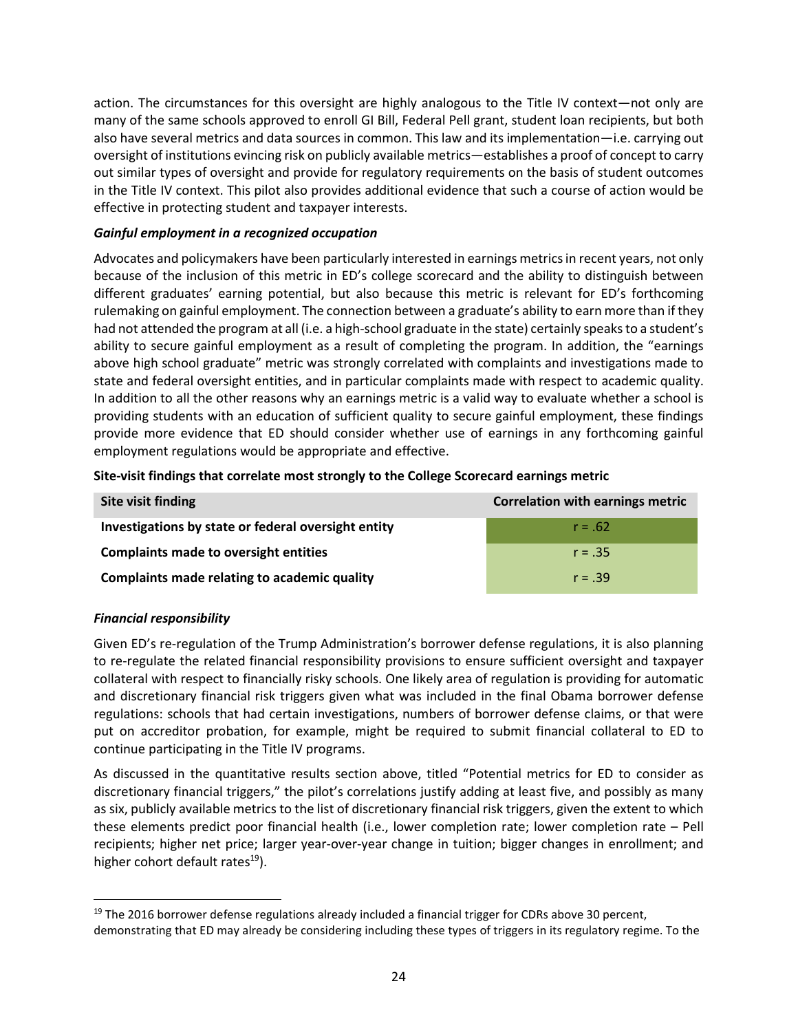action. The circumstances for this oversight are highly analogous to the Title IV context—not only are many of the same schools approved to enroll GI Bill, Federal Pell grant, student loan recipients, but both also have several metrics and data sources in common. This law and its implementation—i.e. carrying out oversight of institutions evincing risk on publicly available metrics—establishes a proof of concept to carry out similar types of oversight and provide for regulatory requirements on the basis of student outcomes in the Title IV context. This pilot also provides additional evidence that such a course of action would be effective in protecting student and taxpayer interests.

***Gainful employment in a recognized occupation***

Advocates and policymakers have been particularly interested in earnings metrics in recent years, not only because of the inclusion of this metric in ED's college scorecard and the ability to distinguish between different graduates' earning potential, but also because this metric is relevant for ED's forthcoming rulemaking on gainful employment. The connection between a graduate's ability to earn more than if they had not attended the program at all (i.e. a high-school graduate in the state) certainly speaks to a student's ability to secure gainful employment as a result of completing the program. In addition, the "earnings above high school graduate" metric was strongly correlated with complaints and investigations made to state and federal oversight entities, and in particular complaints made with respect to academic quality. In addition to all the other reasons why an earnings metric is a valid way to evaluate whether a school is providing students with an education of sufficient quality to secure gainful employment, these findings provide more evidence that ED should consider whether use of earnings in any forthcoming gainful employment regulations would be appropriate and effective.

**Site-visit findings that correlate most strongly to the College Scorecard earnings metric**

| Site visit finding | Correlation with earnings metric |
| --- | --- |
| **Investigations by state or federal oversight entity** | r = .62 |
| **Complaints made to oversight entities** | r = .35 |
| **Complaints made relating to academic quality** | r = .39 |

***Financial responsibility***

Given ED's re-regulation of the Trump Administration's borrower defense regulations, it is also planning to re-regulate the related financial responsibility provisions to ensure sufficient oversight and taxpayer collateral with respect to financially risky schools. One likely area of regulation is providing for automatic and discretionary financial risk triggers given what was included in the final Obama borrower defense regulations: schools that had certain investigations, numbers of borrower defense claims, or that were put on accreditor probation, for example, might be required to submit financial collateral to ED to continue participating in the Title IV programs.

As discussed in the quantitative results section above, titled "Potential metrics for ED to consider as discretionary financial triggers," the pilot's correlations justify adding at least five, and possibly as many as six, publicly available metrics to the list of discretionary financial risk triggers, given the extent to which these elements predict poor financial health (i.e., lower completion rate; lower completion rate – Pell recipients; higher net price; larger year-over-year change in tuition; bigger changes in enrollment; and higher cohort default rates[19]).

[19] The 2016 borrower defense regulations already included a financial trigger for CDRs above 30 percent, demonstrating that ED may already be considering including these types of triggers in its regulatory regime. To the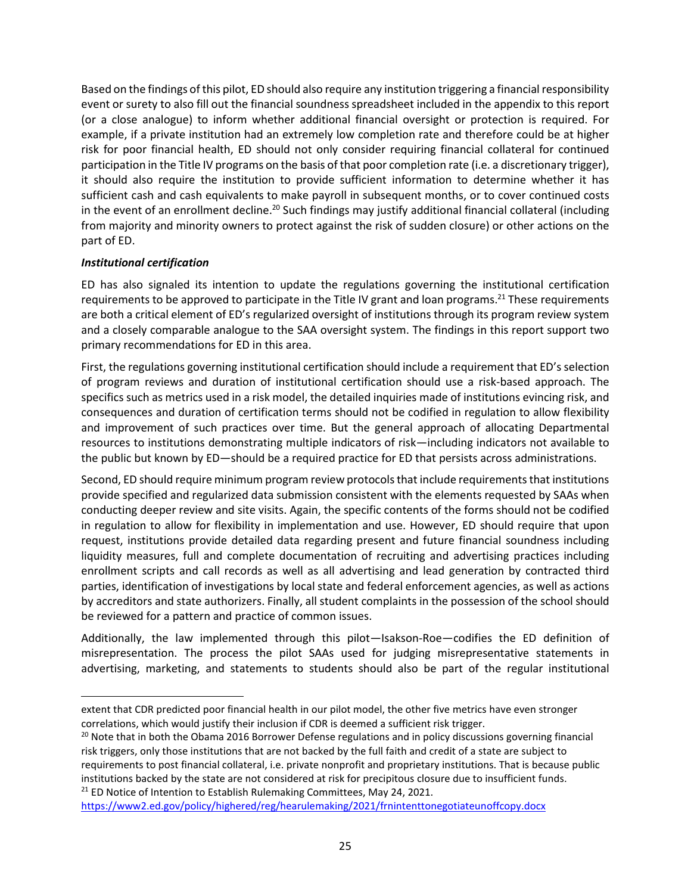Based on the findings of this pilot, ED should also require any institution triggering a financial responsibility event or surety to also fill out the financial soundness spreadsheet included in the appendix to this report (or a close analogue) to inform whether additional financial oversight or protection is required. For example, if a private institution had an extremely low completion rate and therefore could be at higher risk for poor financial health, ED should not only consider requiring financial collateral for continued participation in the Title IV programs on the basis of that poor completion rate (i.e. a discretionary trigger), it should also require the institution to provide sufficient information to determine whether it has sufficient cash and cash equivalents to make payroll in subsequent months, or to cover continued costs in the event of an enrollment decline.[20] Such findings may justify additional financial collateral (including from majority and minority owners to protect against the risk of sudden closure) or other actions on the part of ED.

***Institutional certification***

ED has also signaled its intention to update the regulations governing the institutional certification requirements to be approved to participate in the Title IV grant and loan programs.[21] These requirements are both a critical element of ED's regularized oversight of institutions through its program review system and a closely comparable analogue to the SAA oversight system. The findings in this report support two primary recommendations for ED in this area.

First, the regulations governing institutional certification should include a requirement that ED's selection of program reviews and duration of institutional certification should use a risk-based approach. The specifics such as metrics used in a risk model, the detailed inquiries made of institutions evincing risk, and consequences and duration of certification terms should not be codified in regulation to allow flexibility and improvement of such practices over time. But the general approach of allocating Departmental resources to institutions demonstrating multiple indicators of risk—including indicators not available to the public but known by ED—should be a required practice for ED that persists across administrations.

Second, ED should require minimum program review protocols that include requirements that institutions provide specified and regularized data submission consistent with the elements requested by SAAs when conducting deeper review and site visits. Again, the specific contents of the forms should not be codified in regulation to allow for flexibility in implementation and use. However, ED should require that upon request, institutions provide detailed data regarding present and future financial soundness including liquidity measures, full and complete documentation of recruiting and advertising practices including enrollment scripts and call records as well as all advertising and lead generation by contracted third parties, identification of investigations by local state and federal enforcement agencies, as well as actions by accreditors and state authorizers. Finally, all student complaints in the possession of the school should be reviewed for a pattern and practice of common issues.

Additionally, the law implemented through this pilot—Isakson-Roe—codifies the ED definition of misrepresentation. The process the pilot SAAs used for judging misrepresentative statements in advertising, marketing, and statements to students should also be part of the regular institutional

---

extent that CDR predicted poor financial health in our pilot model, the other five metrics have even stronger correlations, which would justify their inclusion if CDR is deemed a sufficient risk trigger.

[20] Note that in both the Obama 2016 Borrower Defense regulations and in policy discussions governing financial risk triggers, only those institutions that are not backed by the full faith and credit of a state are subject to requirements to post financial collateral, i.e. private nonprofit and proprietary institutions. That is because public institutions backed by the state are not considered at risk for precipitous closure due to insufficient funds.

[21] ED Notice of Intention to Establish Rulemaking Committees, May 24, 2021. https://www2.ed.gov/policy/highered/reg/hearulemaking/2021/frnintenttonegotiateunoffcopy.docx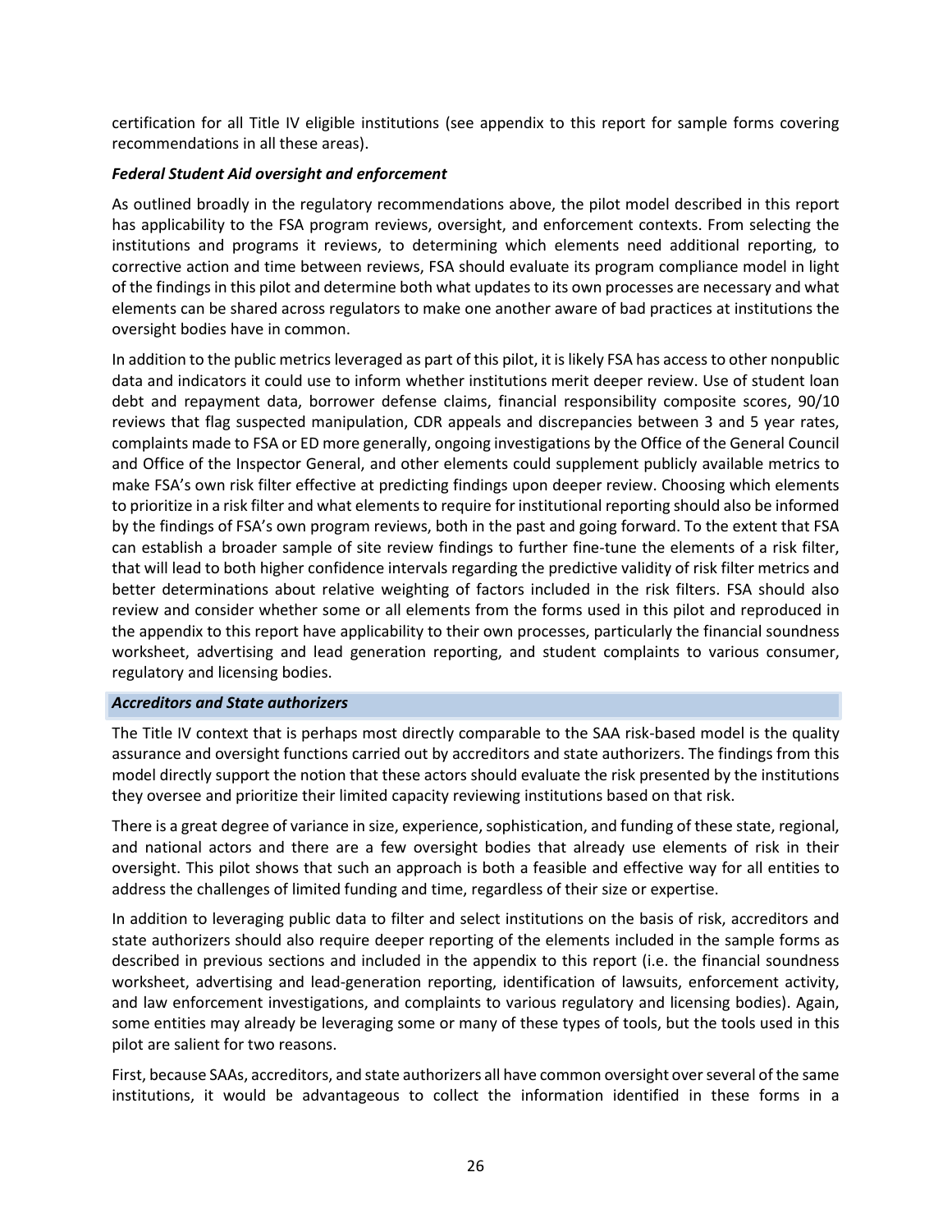certification for all Title IV eligible institutions (see appendix to this report for sample forms covering recommendations in all these areas).

***Federal Student Aid oversight and enforcement***

As outlined broadly in the regulatory recommendations above, the pilot model described in this report has applicability to the FSA program reviews, oversight, and enforcement contexts. From selecting the institutions and programs it reviews, to determining which elements need additional reporting, to corrective action and time between reviews, FSA should evaluate its program compliance model in light of the findings in this pilot and determine both what updates to its own processes are necessary and what elements can be shared across regulators to make one another aware of bad practices at institutions the oversight bodies have in common.

In addition to the public metrics leveraged as part of this pilot, it is likely FSA has access to other nonpublic data and indicators it could use to inform whether institutions merit deeper review. Use of student loan debt and repayment data, borrower defense claims, financial responsibility composite scores, 90/10 reviews that flag suspected manipulation, CDR appeals and discrepancies between 3 and 5 year rates, complaints made to FSA or ED more generally, ongoing investigations by the Office of the General Council and Office of the Inspector General, and other elements could supplement publicly available metrics to make FSA's own risk filter effective at predicting findings upon deeper review. Choosing which elements to prioritize in a risk filter and what elements to require for institutional reporting should also be informed by the findings of FSA's own program reviews, both in the past and going forward. To the extent that FSA can establish a broader sample of site review findings to further fine-tune the elements of a risk filter, that will lead to both higher confidence intervals regarding the predictive validity of risk filter metrics and better determinations about relative weighting of factors included in the risk filters. FSA should also review and consider whether some or all elements from the forms used in this pilot and reproduced in the appendix to this report have applicability to their own processes, particularly the financial soundness worksheet, advertising and lead generation reporting, and student complaints to various consumer, regulatory and licensing bodies.

***Accreditors and State authorizers***

The Title IV context that is perhaps most directly comparable to the SAA risk-based model is the quality assurance and oversight functions carried out by accreditors and state authorizers. The findings from this model directly support the notion that these actors should evaluate the risk presented by the institutions they oversee and prioritize their limited capacity reviewing institutions based on that risk.

There is a great degree of variance in size, experience, sophistication, and funding of these state, regional, and national actors and there are a few oversight bodies that already use elements of risk in their oversight. This pilot shows that such an approach is both a feasible and effective way for all entities to address the challenges of limited funding and time, regardless of their size or expertise.

In addition to leveraging public data to filter and select institutions on the basis of risk, accreditors and state authorizers should also require deeper reporting of the elements included in the sample forms as described in previous sections and included in the appendix to this report (i.e. the financial soundness worksheet, advertising and lead-generation reporting, identification of lawsuits, enforcement activity, and law enforcement investigations, and complaints to various regulatory and licensing bodies). Again, some entities may already be leveraging some or many of these types of tools, but the tools used in this pilot are salient for two reasons.

First, because SAAs, accreditors, and state authorizers all have common oversight over several of the same institutions, it would be advantageous to collect the information identified in these forms in a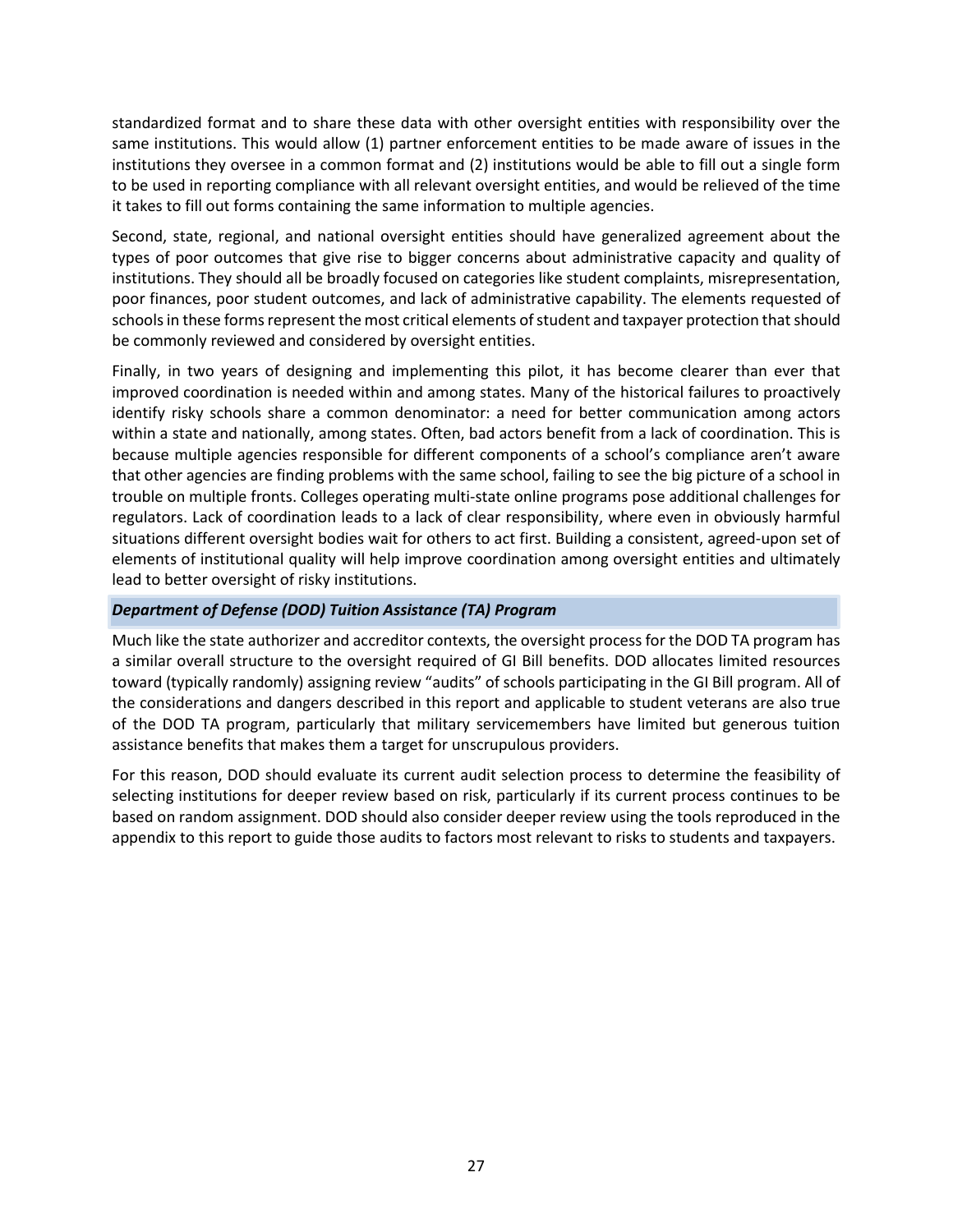standardized format and to share these data with other oversight entities with responsibility over the same institutions. This would allow (1) partner enforcement entities to be made aware of issues in the institutions they oversee in a common format and (2) institutions would be able to fill out a single form to be used in reporting compliance with all relevant oversight entities, and would be relieved of the time it takes to fill out forms containing the same information to multiple agencies.

Second, state, regional, and national oversight entities should have generalized agreement about the types of poor outcomes that give rise to bigger concerns about administrative capacity and quality of institutions. They should all be broadly focused on categories like student complaints, misrepresentation, poor finances, poor student outcomes, and lack of administrative capability. The elements requested of schools in these forms represent the most critical elements of student and taxpayer protection that should be commonly reviewed and considered by oversight entities.

Finally, in two years of designing and implementing this pilot, it has become clearer than ever that improved coordination is needed within and among states. Many of the historical failures to proactively identify risky schools share a common denominator: a need for better communication among actors within a state and nationally, among states. Often, bad actors benefit from a lack of coordination. This is because multiple agencies responsible for different components of a school's compliance aren't aware that other agencies are finding problems with the same school, failing to see the big picture of a school in trouble on multiple fronts. Colleges operating multi-state online programs pose additional challenges for regulators. Lack of coordination leads to a lack of clear responsibility, where even in obviously harmful situations different oversight bodies wait for others to act first. Building a consistent, agreed-upon set of elements of institutional quality will help improve coordination among oversight entities and ultimately lead to better oversight of risky institutions.

### *Department of Defense (DOD) Tuition Assistance (TA) Program*

Much like the state authorizer and accreditor contexts, the oversight process for the DOD TA program has a similar overall structure to the oversight required of GI Bill benefits. DOD allocates limited resources toward (typically randomly) assigning review "audits" of schools participating in the GI Bill program. All of the considerations and dangers described in this report and applicable to student veterans are also true of the DOD TA program, particularly that military servicemembers have limited but generous tuition assistance benefits that makes them a target for unscrupulous providers.

For this reason, DOD should evaluate its current audit selection process to determine the feasibility of selecting institutions for deeper review based on risk, particularly if its current process continues to be based on random assignment. DOD should also consider deeper review using the tools reproduced in the appendix to this report to guide those audits to factors most relevant to risks to students and taxpayers.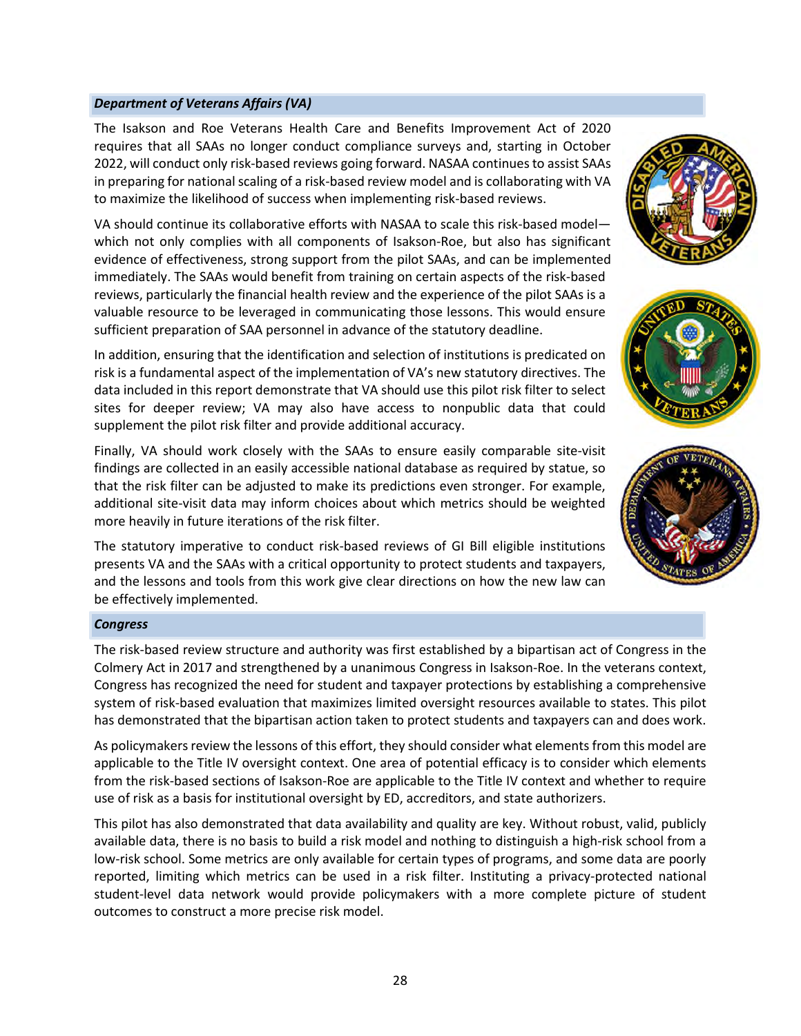### *Department of Veterans Affairs (VA)*

The Isakson and Roe Veterans Health Care and Benefits Improvement Act of 2020 requires that all SAAs no longer conduct compliance surveys and, starting in October 2022, will conduct only risk-based reviews going forward. NASAA continues to assist SAAs in preparing for national scaling of a risk-based review model and is collaborating with VA to maximize the likelihood of success when implementing risk-based reviews.

VA should continue its collaborative efforts with NASAA to scale this risk-based model—which not only complies with all components of Isakson-Roe, but also has significant evidence of effectiveness, strong support from the pilot SAAs, and can be implemented immediately. The SAAs would benefit from training on certain aspects of the risk-based reviews, particularly the financial health review and the experience of the pilot SAAs is a valuable resource to be leveraged in communicating those lessons. This would ensure sufficient preparation of SAA personnel in advance of the statutory deadline.

In addition, ensuring that the identification and selection of institutions is predicated on risk is a fundamental aspect of the implementation of VA's new statutory directives. The data included in this report demonstrate that VA should use this pilot risk filter to select sites for deeper review; VA may also have access to nonpublic data that could supplement the pilot risk filter and provide additional accuracy.

Finally, VA should work closely with the SAAs to ensure easily comparable site-visit findings are collected in an easily accessible national database as required by statue, so that the risk filter can be adjusted to make its predictions even stronger. For example, additional site-visit data may inform choices about which metrics should be weighted more heavily in future iterations of the risk filter.

The statutory imperative to conduct risk-based reviews of GI Bill eligible institutions presents VA and the SAAs with a critical opportunity to protect students and taxpayers, and the lessons and tools from this work give clear directions on how the new law can be effectively implemented.

### *Congress*

The risk-based review structure and authority was first established by a bipartisan act of Congress in the Colmery Act in 2017 and strengthened by a unanimous Congress in Isakson-Roe. In the veterans context, Congress has recognized the need for student and taxpayer protections by establishing a comprehensive system of risk-based evaluation that maximizes limited oversight resources available to states. This pilot has demonstrated that the bipartisan action taken to protect students and taxpayers can and does work.

As policymakers review the lessons of this effort, they should consider what elements from this model are applicable to the Title IV oversight context. One area of potential efficacy is to consider which elements from the risk-based sections of Isakson-Roe are applicable to the Title IV context and whether to require use of risk as a basis for institutional oversight by ED, accreditors, and state authorizers.

This pilot has also demonstrated that data availability and quality are key. Without robust, valid, publicly available data, there is no basis to build a risk model and nothing to distinguish a high-risk school from a low-risk school. Some metrics are only available for certain types of programs, and some data are poorly reported, limiting which metrics can be used in a risk filter. Instituting a privacy-protected national student-level data network would provide policymakers with a more complete picture of student outcomes to construct a more precise risk model.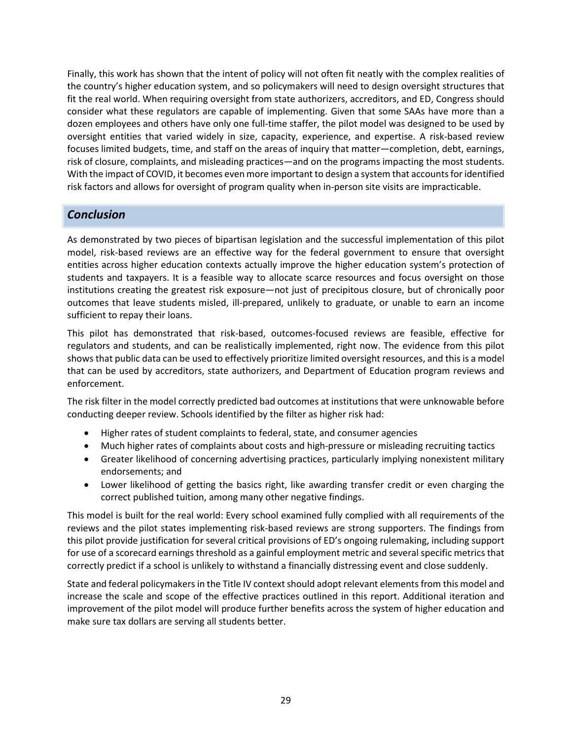Finally, this work has shown that the intent of policy will not often fit neatly with the complex realities of the country's higher education system, and so policymakers will need to design oversight structures that fit the real world. When requiring oversight from state authorizers, accreditors, and ED, Congress should consider what these regulators are capable of implementing. Given that some SAAs have more than a dozen employees and others have only one full-time staffer, the pilot model was designed to be used by oversight entities that varied widely in size, capacity, experience, and expertise. A risk-based review focuses limited budgets, time, and staff on the areas of inquiry that matter—completion, debt, earnings, risk of closure, complaints, and misleading practices—and on the programs impacting the most students. With the impact of COVID, it becomes even more important to design a system that accounts for identified risk factors and allows for oversight of program quality when in-person site visits are impracticable.

## *Conclusion*

As demonstrated by two pieces of bipartisan legislation and the successful implementation of this pilot model, risk-based reviews are an effective way for the federal government to ensure that oversight entities across higher education contexts actually improve the higher education system's protection of students and taxpayers. It is a feasible way to allocate scarce resources and focus oversight on those institutions creating the greatest risk exposure—not just of precipitous closure, but of chronically poor outcomes that leave students misled, ill-prepared, unlikely to graduate, or unable to earn an income sufficient to repay their loans.

This pilot has demonstrated that risk-based, outcomes-focused reviews are feasible, effective for regulators and students, and can be realistically implemented, right now. The evidence from this pilot shows that public data can be used to effectively prioritize limited oversight resources, and this is a model that can be used by accreditors, state authorizers, and Department of Education program reviews and enforcement.

The risk filter in the model correctly predicted bad outcomes at institutions that were unknowable before conducting deeper review. Schools identified by the filter as higher risk had:

- Higher rates of student complaints to federal, state, and consumer agencies
- Much higher rates of complaints about costs and high-pressure or misleading recruiting tactics
- Greater likelihood of concerning advertising practices, particularly implying nonexistent military endorsements; and
- Lower likelihood of getting the basics right, like awarding transfer credit or even charging the correct published tuition, among many other negative findings.

This model is built for the real world: Every school examined fully complied with all requirements of the reviews and the pilot states implementing risk-based reviews are strong supporters. The findings from this pilot provide justification for several critical provisions of ED's ongoing rulemaking, including support for use of a scorecard earnings threshold as a gainful employment metric and several specific metrics that correctly predict if a school is unlikely to withstand a financially distressing event and close suddenly.

State and federal policymakers in the Title IV context should adopt relevant elements from this model and increase the scale and scope of the effective practices outlined in this report. Additional iteration and improvement of the pilot model will produce further benefits across the system of higher education and make sure tax dollars are serving all students better.